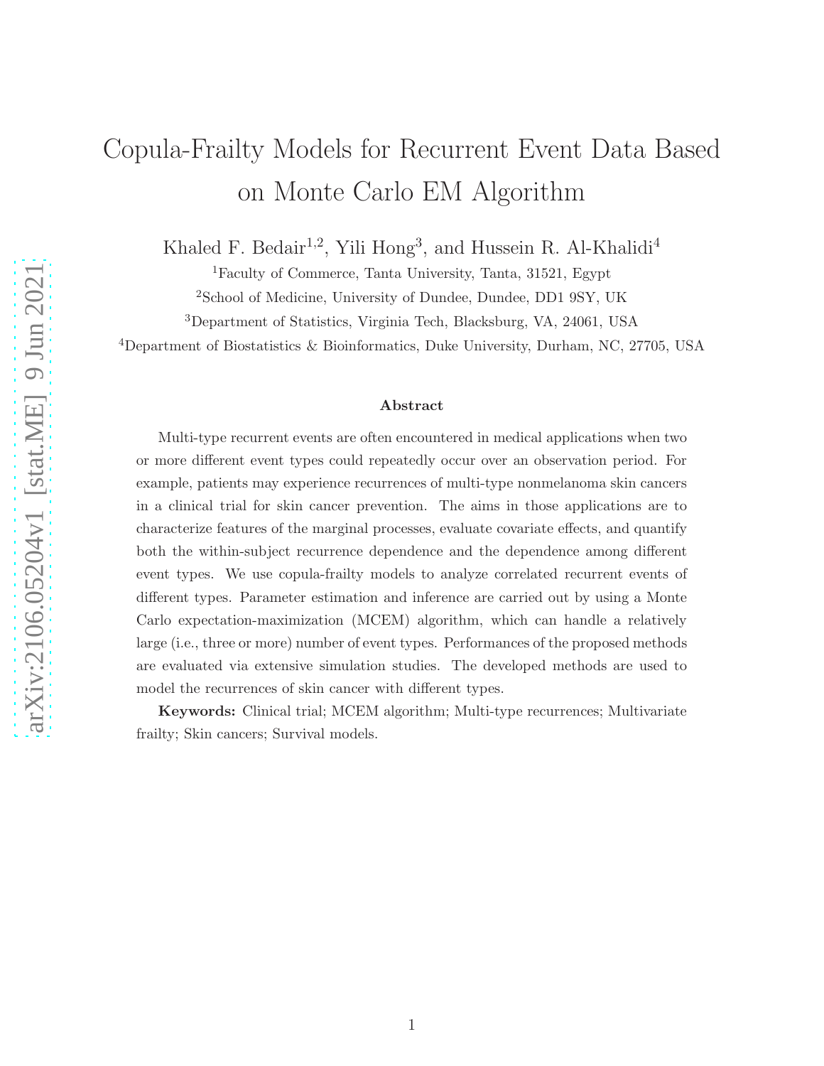# Copula-Frailty Models for Recurrent Event Data Based on Monte Carlo EM Algorithm

Khaled F. Bedair[1,2], Yili Hong[3], and Hussein R. Al-Khalidi[4]

[1]Faculty of Commerce, Tanta University, Tanta, 31521, Egypt

[2]School of Medicine, University of Dundee, Dundee, DD1 9SY, UK

[3]Department of Statistics, Virginia Tech, Blacksburg, VA, 24061, USA

[4]Department of Biostatistics & Bioinformatics, Duke University, Durham, NC, 27705, USA

## Abstract

Multi-type recurrent events are often encountered in medical applications when two or more different event types could repeatedly occur over an observation period. For example, patients may experience recurrences of multi-type nonmelanoma skin cancers in a clinical trial for skin cancer prevention. The aims in those applications are to characterize features of the marginal processes, evaluate covariate effects, and quantify both the within-subject recurrence dependence and the dependence among different event types. We use copula-frailty models to analyze correlated recurrent events of different types. Parameter estimation and inference are carried out by using a Monte Carlo expectation-maximization (MCEM) algorithm, which can handle a relatively large (i.e., three or more) number of event types. Performances of the proposed methods are evaluated via extensive simulation studies. The developed methods are used to model the recurrences of skin cancer with different types.

**Keywords:** Clinical trial; MCEM algorithm; Multi-type recurrences; Multivariate frailty; Skin cancers; Survival models.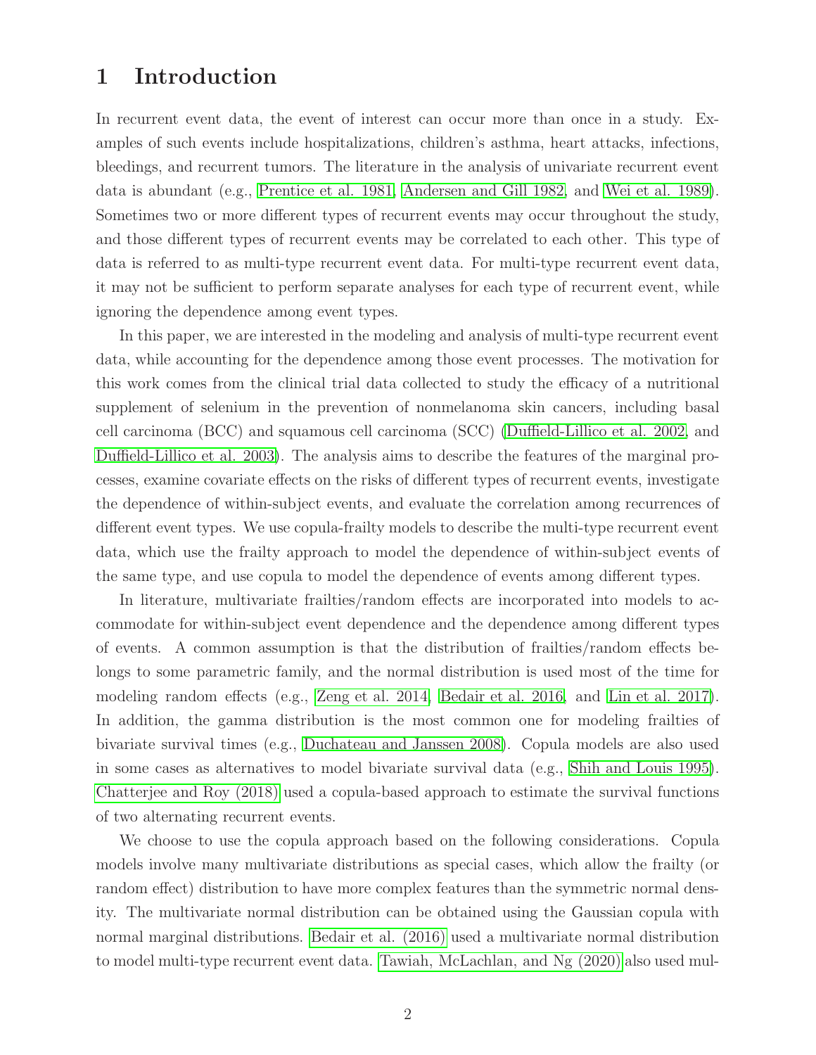# 1 Introduction

In recurrent event data, the event of interest can occur more than once in a study. Examples of such events include hospitalizations, children's asthma, heart attacks, infections, bleedings, and recurrent tumors. The literature in the analysis of univariate recurrent event data is abundant (e.g., Prentice et al. 1981, Andersen and Gill 1982, and Wei et al. 1989). Sometimes two or more different types of recurrent events may occur throughout the study, and those different types of recurrent events may be correlated to each other. This type of data is referred to as multi-type recurrent event data. For multi-type recurrent event data, it may not be sufficient to perform separate analyses for each type of recurrent event, while ignoring the dependence among event types.

In this paper, we are interested in the modeling and analysis of multi-type recurrent event data, while accounting for the dependence among those event processes. The motivation for this work comes from the clinical trial data collected to study the efficacy of a nutritional supplement of selenium in the prevention of nonmelanoma skin cancers, including basal cell carcinoma (BCC) and squamous cell carcinoma (SCC) (Duffield-Lillico et al. 2002, and Duffield-Lillico et al. 2003). The analysis aims to describe the features of the marginal processes, examine covariate effects on the risks of different types of recurrent events, investigate the dependence of within-subject events, and evaluate the correlation among recurrences of different event types. We use copula-frailty models to describe the multi-type recurrent event data, which use the frailty approach to model the dependence of within-subject events of the same type, and use copula to model the dependence of events among different types.

In literature, multivariate frailties/random effects are incorporated into models to accommodate for within-subject event dependence and the dependence among different types of events. A common assumption is that the distribution of frailties/random effects belongs to some parametric family, and the normal distribution is used most of the time for modeling random effects (e.g., Zeng et al. 2014, Bedair et al. 2016, and Lin et al. 2017). In addition, the gamma distribution is the most common one for modeling frailties of bivariate survival times (e.g., Duchateau and Janssen 2008). Copula models are also used in some cases as alternatives to model bivariate survival data (e.g., Shih and Louis 1995). Chatterjee and Roy (2018) used a copula-based approach to estimate the survival functions of two alternating recurrent events.

We choose to use the copula approach based on the following considerations. Copula models involve many multivariate distributions as special cases, which allow the frailty (or random effect) distribution to have more complex features than the symmetric normal density. The multivariate normal distribution can be obtained using the Gaussian copula with normal marginal distributions. Bedair et al. (2016) used a multivariate normal distribution to model multi-type recurrent event data. Tawiah, McLachlan, and Ng (2020) also used mul-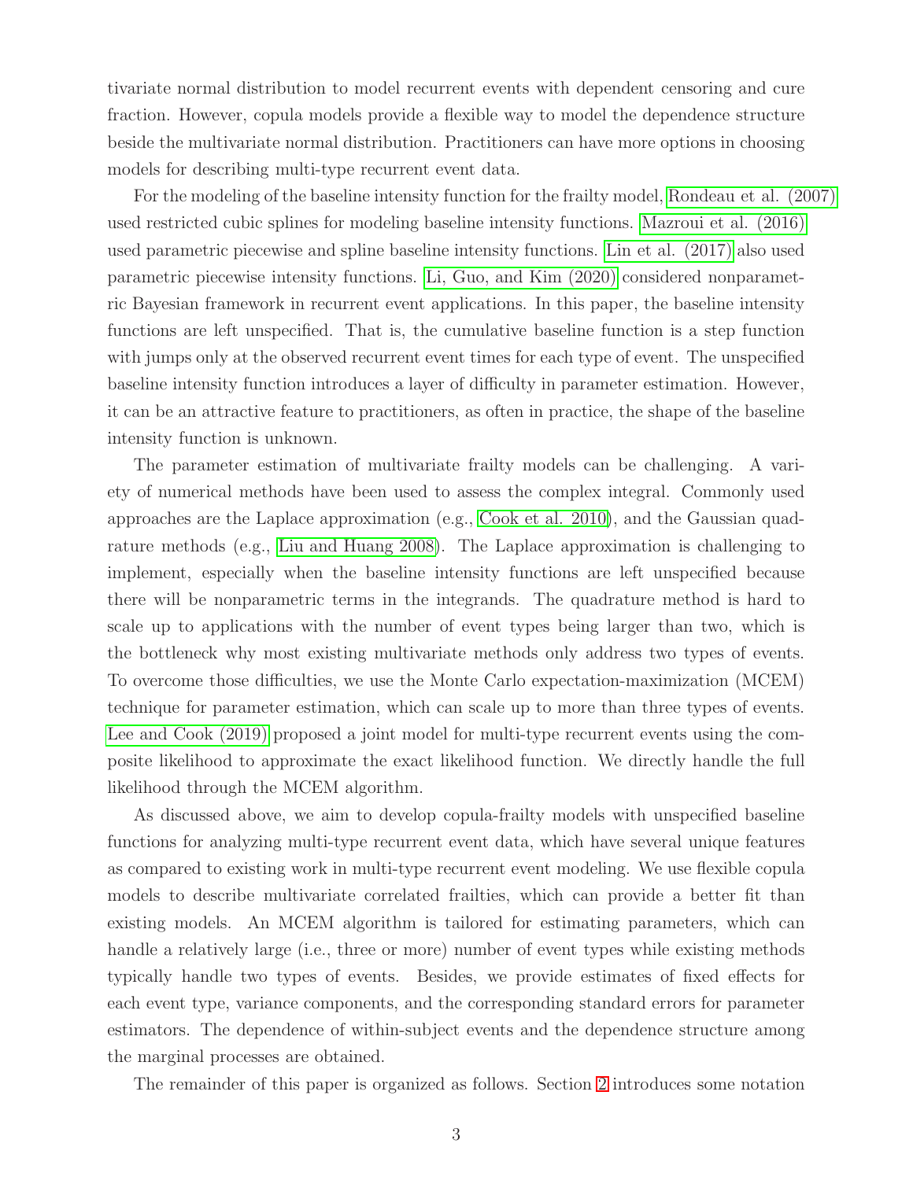tivariate normal distribution to model recurrent events with dependent censoring and cure fraction. However, copula models provide a flexible way to model the dependence structure beside the multivariate normal distribution. Practitioners can have more options in choosing models for describing multi-type recurrent event data.

For the modeling of the baseline intensity function for the frailty model, Rondeau et al. (2007) used restricted cubic splines for modeling baseline intensity functions. Mazroui et al. (2016) used parametric piecewise and spline baseline intensity functions. Lin et al. (2017) also used parametric piecewise intensity functions. Li, Guo, and Kim (2020) considered nonparametric Bayesian framework in recurrent event applications. In this paper, the baseline intensity functions are left unspecified. That is, the cumulative baseline function is a step function with jumps only at the observed recurrent event times for each type of event. The unspecified baseline intensity function introduces a layer of difficulty in parameter estimation. However, it can be an attractive feature to practitioners, as often in practice, the shape of the baseline intensity function is unknown.

The parameter estimation of multivariate frailty models can be challenging. A variety of numerical methods have been used to assess the complex integral. Commonly used approaches are the Laplace approximation (e.g., Cook et al. 2010), and the Gaussian quadrature methods (e.g., Liu and Huang 2008). The Laplace approximation is challenging to implement, especially when the baseline intensity functions are left unspecified because there will be nonparametric terms in the integrands. The quadrature method is hard to scale up to applications with the number of event types being larger than two, which is the bottleneck why most existing multivariate methods only address two types of events. To overcome those difficulties, we use the Monte Carlo expectation-maximization (MCEM) technique for parameter estimation, which can scale up to more than three types of events. Lee and Cook (2019) proposed a joint model for multi-type recurrent events using the composite likelihood to approximate the exact likelihood function. We directly handle the full likelihood through the MCEM algorithm.

As discussed above, we aim to develop copula-frailty models with unspecified baseline functions for analyzing multi-type recurrent event data, which have several unique features as compared to existing work in multi-type recurrent event modeling. We use flexible copula models to describe multivariate correlated frailties, which can provide a better fit than existing models. An MCEM algorithm is tailored for estimating parameters, which can handle a relatively large (i.e., three or more) number of event types while existing methods typically handle two types of events. Besides, we provide estimates of fixed effects for each event type, variance components, and the corresponding standard errors for parameter estimators. The dependence of within-subject events and the dependence structure among the marginal processes are obtained.

The remainder of this paper is organized as follows. Section 2 introduces some notation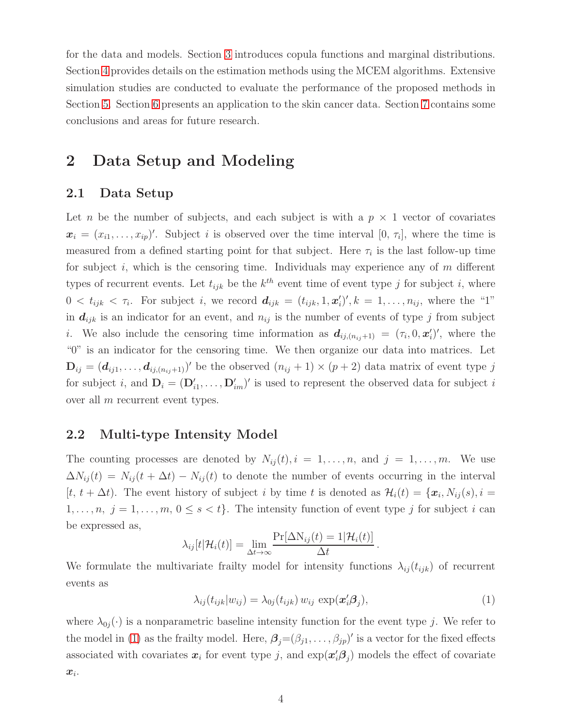for the data and models. Section 3 introduces copula functions and marginal distributions. Section 4 provides details on the estimation methods using the MCEM algorithms. Extensive simulation studies are conducted to evaluate the performance of the proposed methods in Section 5. Section 6 presents an application to the skin cancer data. Section 7 contains some conclusions and areas for future research.

# 2 Data Setup and Modeling

## 2.1 Data Setup

Let $n$ be the number of subjects, and each subject is with a $p \times 1$ vector of covariates $\boldsymbol{x}_i = (x_{i1}, \ldots, x_{ip})'$. Subject $i$ is observed over the time interval $[0,\, \tau_i]$, where the time is measured from a defined starting point for that subject. Here $\tau_i$ is the last follow-up time for subject $i$, which is the censoring time. Individuals may experience any of $m$ different types of recurrent events. Let $t_{ijk}$ be the $k^{th}$ event time of event type $j$ for subject $i$, where $0 < t_{ijk} < \tau_i$. For subject $i$, we record $\boldsymbol{d}_{ijk} = (t_{ijk}, 1, \boldsymbol{x}_i')', k = 1, \ldots, n_{ij}$, where the "1" in $\boldsymbol{d}_{ijk}$ is an indicator for an event, and $n_{ij}$ is the number of events of type $j$ from subject $i$. We also include the censoring time information as $\boldsymbol{d}_{ij,(n_{ij}+1)} = (\tau_i, 0, \boldsymbol{x}_i')'$, where the "0" is an indicator for the censoring time. We then organize our data into matrices. Let $\mathbf{D}_{ij} = (\boldsymbol{d}_{ij1}, \ldots, \boldsymbol{d}_{ij,(n_{ij}+1)})'$ be the observed $(n_{ij}+1) \times (p+2)$ data matrix of event type $j$ for subject $i$, and $\mathbf{D}_i = (\mathbf{D}_{i1}', \ldots, \mathbf{D}_{im}')'$ is used to represent the observed data for subject $i$ over all $m$ recurrent event types.

## 2.2 Multi-type Intensity Model

The counting processes are denoted by $N_{ij}(t), i = 1, \ldots, n$, and $j = 1, \ldots, m$. We use $\Delta N_{ij}(t) = N_{ij}(t + \Delta t) - N_{ij}(t)$ to denote the number of events occurring in the interval $[t,\, t + \Delta t)$. The event history of subject $i$ by time $t$ is denoted as $\mathcal{H}_i(t) = \{\boldsymbol{x}_i, N_{ij}(s), i = 1, \ldots, n,\ j = 1, \ldots, m,\ 0 \le s < t\}$. The intensity function of event type $j$ for subject $i$ can be expressed as,

$$\lambda_{ij}[t|\mathcal{H}_i(t)] = \lim_{\Delta t \to \infty} \frac{\Pr[\Delta \mathrm{N}_{ij}(t) = 1|\mathcal{H}_i(t)]}{\Delta t}.$$

We formulate the multivariate frailty model for intensity functions $\lambda_{ij}(t_{ijk})$ of recurrent events as

$$\lambda_{ij}(t_{ijk}|w_{ij}) = \lambda_{0j}(t_{ijk})\, w_{ij}\, \exp(\boldsymbol{x}_i'\boldsymbol{\beta}_j), \tag{1}$$

where $\lambda_{0j}(\cdot)$ is a nonparametric baseline intensity function for the event type $j$. We refer to the model in (1) as the frailty model. Here, $\boldsymbol{\beta}_j$=$(\beta_{j1}, \ldots, \beta_{jp})'$ is a vector for the fixed effects associated with covariates $\boldsymbol{x}_i$ for event type $j$, and $\exp(\boldsymbol{x}_i'\boldsymbol{\beta}_j)$ models the effect of covariate $\boldsymbol{x}_i$.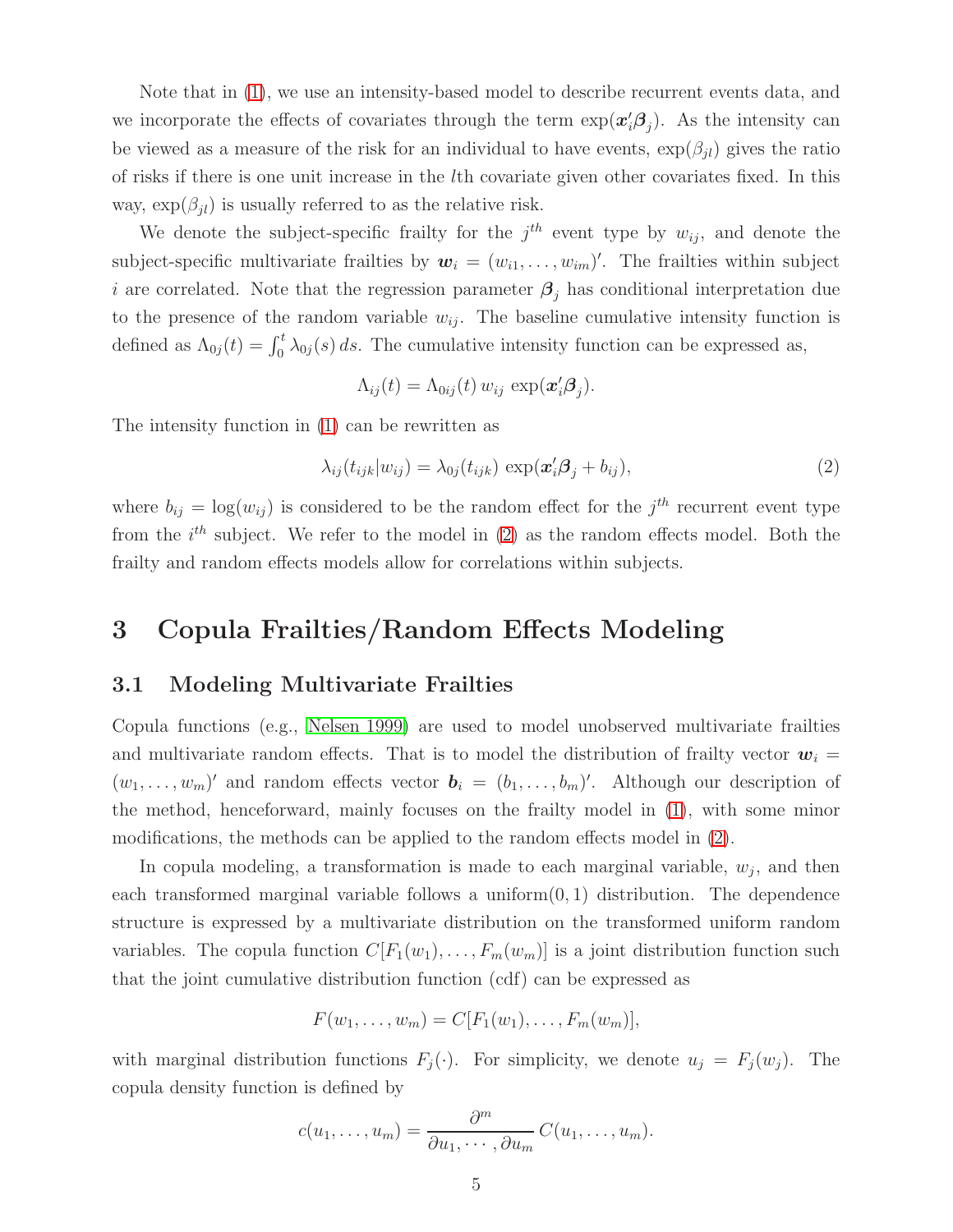Note that in (1), we use an intensity-based model to describe recurrent events data, and we incorporate the effects of covariates through the term $\exp(\boldsymbol{x}_i'\boldsymbol{\beta}_j)$. As the intensity can be viewed as a measure of the risk for an individual to have events, $\exp(\beta_{jl})$ gives the ratio of risks if there is one unit increase in the $l$th covariate given other covariates fixed. In this way, $\exp(\beta_{jl})$ is usually referred to as the relative risk.

We denote the subject-specific frailty for the $j^{th}$ event type by $w_{ij}$, and denote the subject-specific multivariate frailties by $\boldsymbol{w}_i = (w_{i1}, \ldots, w_{im})'$. The frailties within subject $i$ are correlated. Note that the regression parameter $\boldsymbol{\beta}_j$ has conditional interpretation due to the presence of the random variable $w_{ij}$. The baseline cumulative intensity function is defined as $\Lambda_{0j}(t) = \int_0^t \lambda_{0j}(s)\, ds$. The cumulative intensity function can be expressed as,

$$\Lambda_{ij}(t) = \Lambda_{0ij}(t)\, w_{ij}\, \exp(\boldsymbol{x}_i'\boldsymbol{\beta}_j).$$

The intensity function in (1) can be rewritten as

$$\lambda_{ij}(t_{ijk}|w_{ij}) = \lambda_{0j}(t_{ijk})\, \exp(\boldsymbol{x}_i'\boldsymbol{\beta}_j + b_{ij}), \tag{2}$$

where $b_{ij} = \log(w_{ij})$ is considered to be the random effect for the $j^{th}$ recurrent event type from the $i^{th}$ subject. We refer to the model in (2) as the random effects model. Both the frailty and random effects models allow for correlations within subjects.

# 3 Copula Frailties/Random Effects Modeling

## 3.1 Modeling Multivariate Frailties

Copula functions (e.g., Nelsen 1999) are used to model unobserved multivariate frailties and multivariate random effects. That is to model the distribution of frailty vector $\boldsymbol{w}_i = (w_1, \ldots, w_m)'$ and random effects vector $\boldsymbol{b}_i = (b_1, \ldots, b_m)'$. Although our description of the method, henceforward, mainly focuses on the frailty model in (1), with some minor modifications, the methods can be applied to the random effects model in (2).

In copula modeling, a transformation is made to each marginal variable, $w_j$, and then each transformed marginal variable follows a uniform$(0, 1)$ distribution. The dependence structure is expressed by a multivariate distribution on the transformed uniform random variables. The copula function $C[F_1(w_1), \ldots, F_m(w_m)]$ is a joint distribution function such that the joint cumulative distribution function (cdf) can be expressed as

$$F(w_1, \ldots, w_m) = C[F_1(w_1), \ldots, F_m(w_m)],$$

with marginal distribution functions $F_j(\cdot)$. For simplicity, we denote $u_j = F_j(w_j)$. The copula density function is defined by

$$c(u_1, \ldots, u_m) = \frac{\partial^m}{\partial u_1, \cdots, \partial u_m}\, C(u_1, \ldots, u_m).$$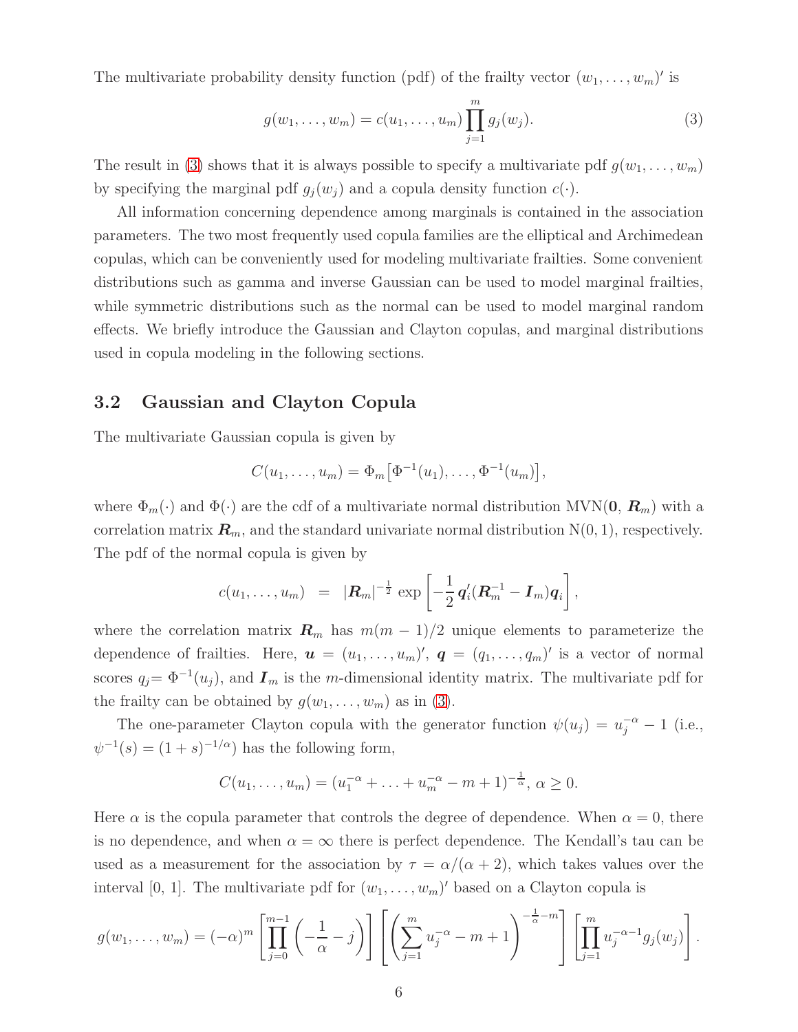The multivariate probability density function (pdf) of the frailty vector $(w_1, \ldots, w_m)'$ is

$$g(w_1, \ldots, w_m) = c(u_1, \ldots, u_m) \prod_{j=1}^{m} g_j(w_j). \tag{3}$$

The result in (3) shows that it is always possible to specify a multivariate pdf $g(w_1, \ldots, w_m)$ by specifying the marginal pdf $g_j(w_j)$ and a copula density function $c(\cdot)$.

All information concerning dependence among marginals is contained in the association parameters. The two most frequently used copula families are the elliptical and Archimedean copulas, which can be conveniently used for modeling multivariate frailties. Some convenient distributions such as gamma and inverse Gaussian can be used to model marginal frailties, while symmetric distributions such as the normal can be used to model marginal random effects. We briefly introduce the Gaussian and Clayton copulas, and marginal distributions used in copula modeling in the following sections.

## 3.2 Gaussian and Clayton Copula

The multivariate Gaussian copula is given by

$$C(u_1, \ldots, u_m) = \Phi_m\big[\Phi^{-1}(u_1), \ldots, \Phi^{-1}(u_m)\big],$$

where $\Phi_m(\cdot)$ and $\Phi(\cdot)$ are the cdf of a multivariate normal distribution MVN($\mathbf{0}$, $\boldsymbol{R}_m$) with a correlation matrix $\boldsymbol{R}_m$, and the standard univariate normal distribution N(0, 1), respectively. The pdf of the normal copula is given by

$$c(u_1, \ldots, u_m) \;=\; |\boldsymbol{R}_m|^{-\frac{1}{2}} \exp\left[-\frac{1}{2}\,\boldsymbol{q}_i'(\boldsymbol{R}_m^{-1} - \boldsymbol{I}_m)\boldsymbol{q}_i\right],$$

where the correlation matrix $\boldsymbol{R}_m$ has $m(m-1)/2$ unique elements to parameterize the dependence of frailties. Here, $\boldsymbol{u} = (u_1, \ldots, u_m)'$, $\boldsymbol{q} = (q_1, \ldots, q_m)'$ is a vector of normal scores $q_j = \Phi^{-1}(u_j)$, and $\boldsymbol{I}_m$ is the $m$-dimensional identity matrix. The multivariate pdf for the frailty can be obtained by $g(w_1, \ldots, w_m)$ as in (3).

The one-parameter Clayton copula with the generator function $\psi(u_j) = u_j^{-\alpha} - 1$ (i.e., $\psi^{-1}(s) = (1+s)^{-1/\alpha}$) has the following form,

$$C(u_1, \ldots, u_m) = (u_1^{-\alpha} + \ldots + u_m^{-\alpha} - m + 1)^{-\frac{1}{\alpha}},\; \alpha \geq 0.$$

Here $\alpha$ is the copula parameter that controls the degree of dependence. When $\alpha = 0$, there is no dependence, and when $\alpha = \infty$ there is perfect dependence. The Kendall's tau can be used as a measurement for the association by $\tau = \alpha/(\alpha + 2)$, which takes values over the interval [0, 1]. The multivariate pdf for $(w_1, \ldots, w_m)'$ based on a Clayton copula is

$$g(w_1, \ldots, w_m) = (-\alpha)^m \left[\prod_{j=0}^{m-1}\left(-\frac{1}{\alpha} - j\right)\right] \left[\left(\sum_{j=1}^{m} u_j^{-\alpha} - m + 1\right)^{-\frac{1}{\alpha} - m}\right] \left[\prod_{j=1}^{m} u_j^{-\alpha-1} g_j(w_j)\right].$$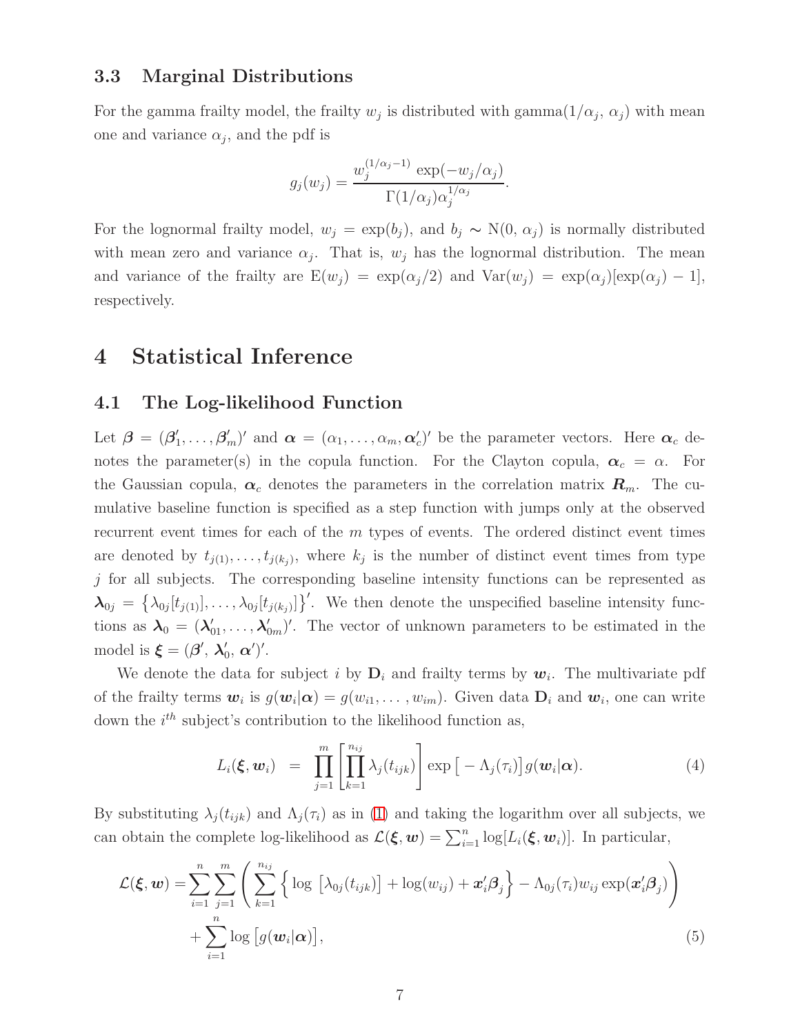### 3.3 Marginal Distributions

For the gamma frailty model, the frailty $w_j$ is distributed with gamma($1/\alpha_j$, $\alpha_j$) with mean one and variance $\alpha_j$, and the pdf is

$$g_j(w_j) = \frac{w_j^{(1/\alpha_j - 1)} \exp(-w_j/\alpha_j)}{\Gamma(1/\alpha_j)\alpha_j^{1/\alpha_j}}.$$

For the lognormal frailty model, $w_j = \exp(b_j)$, and $b_j \sim \mathrm{N}(0, \alpha_j)$ is normally distributed with mean zero and variance $\alpha_j$. That is, $w_j$ has the lognormal distribution. The mean and variance of the frailty are $\mathrm{E}(w_j) = \exp(\alpha_j/2)$ and $\mathrm{Var}(w_j) = \exp(\alpha_j)[\exp(\alpha_j) - 1]$, respectively.

## 4 Statistical Inference

### 4.1 The Log-likelihood Function

Let $\boldsymbol{\beta} = (\boldsymbol{\beta}_1', \ldots, \boldsymbol{\beta}_m')'$ and $\boldsymbol{\alpha} = (\alpha_1, \ldots, \alpha_m, \boldsymbol{\alpha}_c')'$ be the parameter vectors. Here $\boldsymbol{\alpha}_c$ denotes the parameter(s) in the copula function. For the Clayton copula, $\boldsymbol{\alpha}_c = \alpha$. For the Gaussian copula, $\boldsymbol{\alpha}_c$ denotes the parameters in the correlation matrix $\boldsymbol{R}_m$. The cumulative baseline function is specified as a step function with jumps only at the observed recurrent event times for each of the $m$ types of events. The ordered distinct event times are denoted by $t_{j(1)}, \ldots, t_{j(k_j)}$, where $k_j$ is the number of distinct event times from type $j$ for all subjects. The corresponding baseline intensity functions can be represented as $\boldsymbol{\lambda}_{0j} = \left\{\lambda_{0j}[t_{j(1)}], \ldots, \lambda_{0j}[t_{j(k_j)}]\right\}'$. We then denote the unspecified baseline intensity functions as $\boldsymbol{\lambda}_0 = (\boldsymbol{\lambda}_{01}', \ldots, \boldsymbol{\lambda}_{0m}')'$. The vector of unknown parameters to be estimated in the model is $\boldsymbol{\xi} = (\boldsymbol{\beta}',\, \boldsymbol{\lambda}_0',\, \boldsymbol{\alpha}')'$.

We denote the data for subject $i$ by $\mathbf{D}_i$ and frailty terms by $\boldsymbol{w}_i$. The multivariate pdf of the frailty terms $\boldsymbol{w}_i$ is $g(\boldsymbol{w}_i|\boldsymbol{\alpha}) = g(w_{i1}, \ldots, w_{im})$. Given data $\mathbf{D}_i$ and $\boldsymbol{w}_i$, one can write down the $i^{th}$ subject's contribution to the likelihood function as,

$$L_i(\boldsymbol{\xi}, \boldsymbol{w}_i) \;=\; \prod_{j=1}^{m}\left[\prod_{k=1}^{n_{ij}} \lambda_j(t_{ijk})\right] \exp\left[-\Lambda_j(\tau_i)\right] g(\boldsymbol{w}_i|\boldsymbol{\alpha}). \tag{4}$$

By substituting $\lambda_j(t_{ijk})$ and $\Lambda_j(\tau_i)$ as in (1) and taking the logarithm over all subjects, we can obtain the complete log-likelihood as $\mathcal{L}(\boldsymbol{\xi}, \boldsymbol{w}) = \sum_{i=1}^{n} \log[L_i(\boldsymbol{\xi}, \boldsymbol{w}_i)]$. In particular,

$$\begin{aligned}
\mathcal{L}(\boldsymbol{\xi}, \boldsymbol{w}) = & \sum_{i=1}^{n}\sum_{j=1}^{m}\left(\sum_{k=1}^{n_{ij}}\left\{\log\left[\lambda_{0j}(t_{ijk})\right] + \log(w_{ij}) + \boldsymbol{x}_i'\boldsymbol{\beta}_j\right\} - \Lambda_{0j}(\tau_i) w_{ij} \exp(\boldsymbol{x}_i'\boldsymbol{\beta}_j)\right) \\
& + \sum_{i=1}^{n} \log\left[g(\boldsymbol{w}_i|\boldsymbol{\alpha})\right],
\end{aligned} \tag{5}$$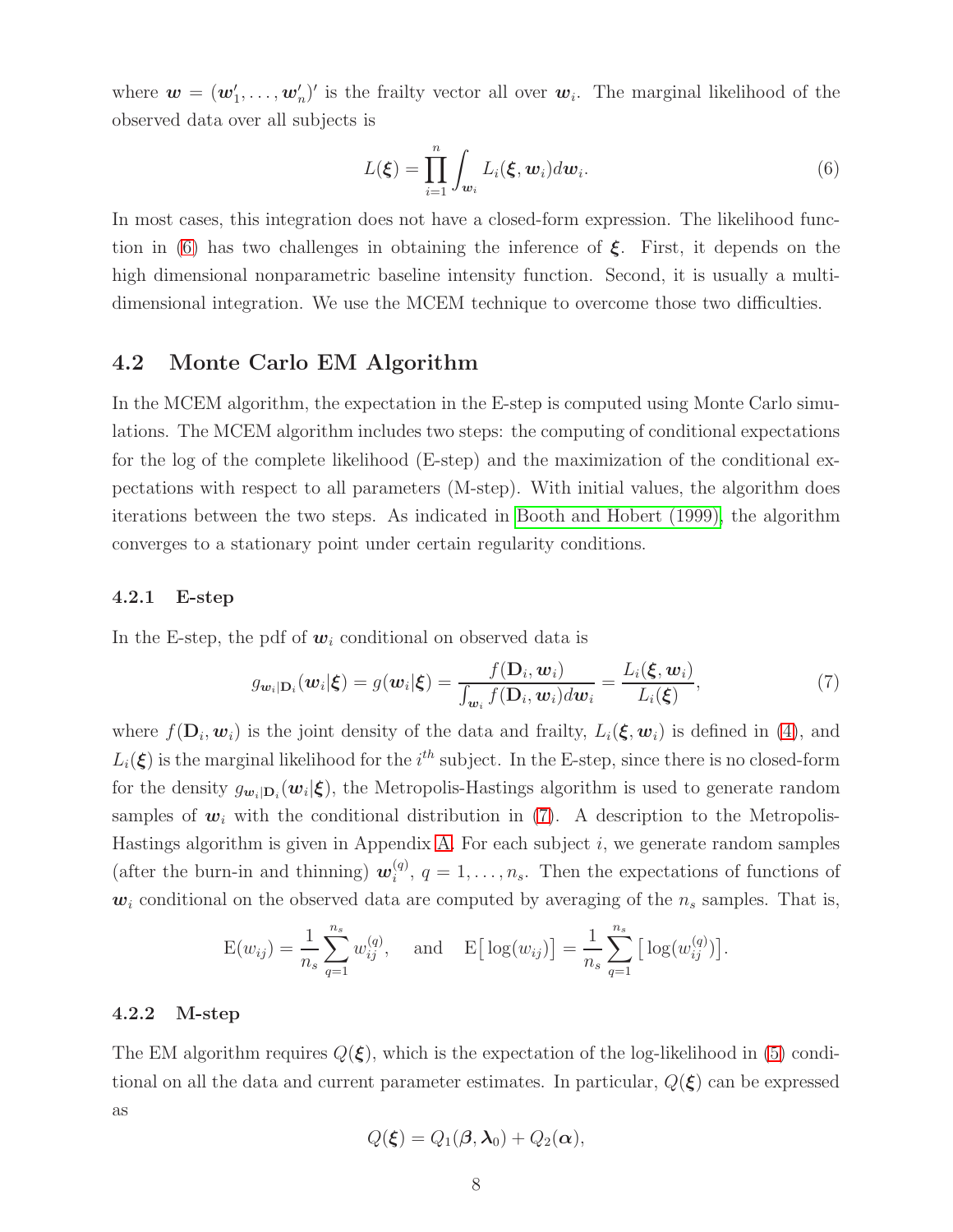where $\boldsymbol{w} = (\boldsymbol{w}_1', \ldots, \boldsymbol{w}_n')'$ is the frailty vector all over $\boldsymbol{w}_i$. The marginal likelihood of the observed data over all subjects is

$$L(\boldsymbol{\xi}) = \prod_{i=1}^{n} \int_{\boldsymbol{w}_i} L_i(\boldsymbol{\xi}, \boldsymbol{w}_i) d\boldsymbol{w}_i. \tag{6}$$

In most cases, this integration does not have a closed-form expression. The likelihood function in (6) has two challenges in obtaining the inference of $\boldsymbol{\xi}$. First, it depends on the high dimensional nonparametric baseline intensity function. Second, it is usually a multi-dimensional integration. We use the MCEM technique to overcome those two difficulties.

## 4.2 Monte Carlo EM Algorithm

In the MCEM algorithm, the expectation in the E-step is computed using Monte Carlo simulations. The MCEM algorithm includes two steps: the computing of conditional expectations for the log of the complete likelihood (E-step) and the maximization of the conditional expectations with respect to all parameters (M-step). With initial values, the algorithm does iterations between the two steps. As indicated in Booth and Hobert (1999), the algorithm converges to a stationary point under certain regularity conditions.

### 4.2.1 E-step

In the E-step, the pdf of $\boldsymbol{w}_i$ conditional on observed data is

$$g_{\boldsymbol{w}_i|\mathbf{D}_i}(\boldsymbol{w}_i|\boldsymbol{\xi}) = g(\boldsymbol{w}_i|\boldsymbol{\xi}) = \frac{f(\mathbf{D}_i, \boldsymbol{w}_i)}{\int_{\boldsymbol{w}_i} f(\mathbf{D}_i, \boldsymbol{w}_i) d\boldsymbol{w}_i} = \frac{L_i(\boldsymbol{\xi}, \boldsymbol{w}_i)}{L_i(\boldsymbol{\xi})}, \tag{7}$$

where $f(\mathbf{D}_i, \boldsymbol{w}_i)$ is the joint density of the data and frailty, $L_i(\boldsymbol{\xi}, \boldsymbol{w}_i)$ is defined in (4), and $L_i(\boldsymbol{\xi})$ is the marginal likelihood for the $i^{th}$ subject. In the E-step, since there is no closed-form for the density $g_{\boldsymbol{w}_i|\mathbf{D}_i}(\boldsymbol{w}_i|\boldsymbol{\xi})$, the Metropolis-Hastings algorithm is used to generate random samples of $\boldsymbol{w}_i$ with the conditional distribution in (7). A description to the Metropolis-Hastings algorithm is given in Appendix A. For each subject $i$, we generate random samples (after the burn-in and thinning) $\boldsymbol{w}_i^{(q)}$, $q = 1, \ldots, n_s$. Then the expectations of functions of $\boldsymbol{w}_i$ conditional on the observed data are computed by averaging of the $n_s$ samples. That is,

$$\mathrm{E}(w_{ij}) = \frac{1}{n_s} \sum_{q=1}^{n_s} w_{ij}^{(q)}, \quad \text{and} \quad \mathrm{E}\big[\log(w_{ij})\big] = \frac{1}{n_s} \sum_{q=1}^{n_s} \big[\log(w_{ij}^{(q)})\big].$$

### 4.2.2 M-step

The EM algorithm requires $Q(\boldsymbol{\xi})$, which is the expectation of the log-likelihood in (5) conditional on all the data and current parameter estimates. In particular, $Q(\boldsymbol{\xi})$ can be expressed as

$$Q(\boldsymbol{\xi}) = Q_1(\boldsymbol{\beta}, \boldsymbol{\lambda}_0) + Q_2(\boldsymbol{\alpha}),$$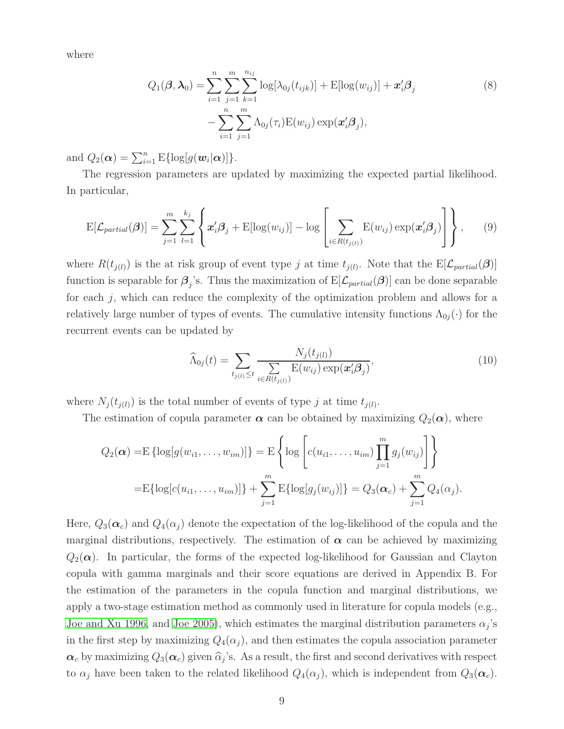where

$$
\begin{aligned}
Q_1(\boldsymbol{\beta}, \boldsymbol{\lambda}_0) =& \sum_{i=1}^{n}\sum_{j=1}^{m}\sum_{k=1}^{n_{ij}} \log[\lambda_{0j}(t_{ijk})] + \mathrm{E}[\log(w_{ij})] + \boldsymbol{x}_i'\boldsymbol{\beta}_j \\
&- \sum_{i=1}^{n}\sum_{j=1}^{m} \Lambda_{0j}(\tau_i)\mathrm{E}(w_{ij})\exp(\boldsymbol{x}_i'\boldsymbol{\beta}_j),
\end{aligned} \tag{8}
$$

and $Q_2(\boldsymbol{\alpha}) = \sum_{i=1}^{n} \mathrm{E}\{\log[g(\boldsymbol{w}_i|\boldsymbol{\alpha})]\}$.

The regression parameters are updated by maximizing the expected partial likelihood. In particular,

$$
\mathrm{E}[\mathcal{L}_{partial}(\boldsymbol{\beta})] = \sum_{j=1}^{m}\sum_{l=1}^{k_j}\left\{\boldsymbol{x}_i'\boldsymbol{\beta}_j + \mathrm{E}[\log(w_{ij})] - \log\left[\sum_{i\in R(t_{j(l)})}\mathrm{E}(w_{ij})\exp(\boldsymbol{x}_i'\boldsymbol{\beta}_j)\right]\right\}, \tag{9}
$$

where $R(t_{j(l)})$ is the at risk group of event type $j$ at time $t_{j(l)}$. Note that the $\mathrm{E}[\mathcal{L}_{partial}(\boldsymbol{\beta})]$ function is separable for $\boldsymbol{\beta}_j$'s. Thus the maximization of $\mathrm{E}[\mathcal{L}_{partial}(\boldsymbol{\beta})]$ can be done separable for each $j$, which can reduce the complexity of the optimization problem and allows for a relatively large number of types of events. The cumulative intensity functions $\Lambda_{0j}(\cdot)$ for the recurrent events can be updated by

$$
\widehat{\Lambda}_{0j}(t) = \sum_{t_{j(l)}\le t}\frac{N_j(t_{j(l)})}{\sum\limits_{i\in R(t_{j(l)})}\mathrm{E}(w_{ij})\exp(\boldsymbol{x}_i'\boldsymbol{\beta}_j)}, \tag{10}
$$

where $N_j(t_{j(l)})$ is the total number of events of type $j$ at time $t_{j(l)}$.

The estimation of copula parameter $\boldsymbol{\alpha}$ can be obtained by maximizing $Q_2(\boldsymbol{\alpha})$, where

$$
\begin{aligned}
Q_2(\boldsymbol{\alpha}) =& \mathrm{E}\left\{\log[g(w_{i1},\ldots,w_{im})]\right\} = \mathrm{E}\left\{\log\left[c(u_{i1},\ldots,u_{im})\prod_{j=1}^{m}g_j(w_{ij})\right]\right\} \\
=& \mathrm{E}\{\log[c(u_{i1},\ldots,u_{im})]\} + \sum_{j=1}^{m}\mathrm{E}\{\log[g_j(w_{ij})]\} = Q_3(\boldsymbol{\alpha}_c) + \sum_{j=1}^{m}Q_4(\alpha_j).
\end{aligned}
$$

Here, $Q_3(\boldsymbol{\alpha}_c)$ and $Q_4(\alpha_j)$ denote the expectation of the log-likelihood of the copula and the marginal distributions, respectively. The estimation of $\boldsymbol{\alpha}$ can be achieved by maximizing $Q_2(\boldsymbol{\alpha})$. In particular, the forms of the expected log-likelihood for Gaussian and Clayton copula with gamma marginals and their score equations are derived in Appendix B. For the estimation of the parameters in the copula function and marginal distributions, we apply a two-stage estimation method as commonly used in literature for copula models (e.g., Joe and Xu 1996 and Joe 2005), which estimates the marginal distribution parameters $\alpha_j$'s in the first step by maximizing $Q_4(\alpha_j)$, and then estimates the copula association parameter $\boldsymbol{\alpha}_c$ by maximizing $Q_3(\boldsymbol{\alpha}_c)$ given $\widehat{\alpha}_j$'s. As a result, the first and second derivatives with respect to $\alpha_j$ have been taken to the related likelihood $Q_4(\alpha_j)$, which is independent from $Q_3(\boldsymbol{\alpha}_c)$.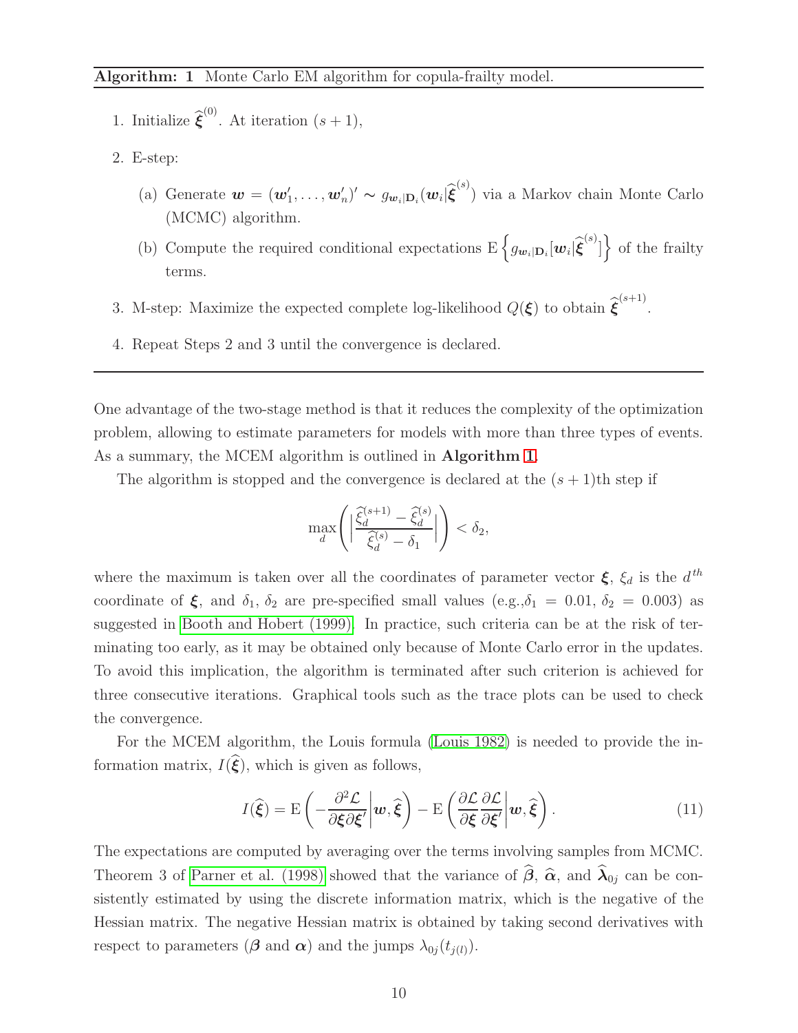**Algorithm: 1** Monte Carlo EM algorithm for copula-frailty model.

1. Initialize $\widehat{\boldsymbol{\xi}}^{(0)}$. At iteration $(s+1)$,
2. E-step:
   (a) Generate $\boldsymbol{w} = (\boldsymbol{w}_1', \ldots, \boldsymbol{w}_n')' \sim g_{\boldsymbol{w}_i|\mathbf{D}_i}(\boldsymbol{w}_i|\widehat{\boldsymbol{\xi}}^{(s)})$ via a Markov chain Monte Carlo (MCMC) algorithm.
   (b) Compute the required conditional expectations $\mathrm{E}\left\{g_{\boldsymbol{w}_i|\mathbf{D}_i}[\boldsymbol{w}_i|\widehat{\boldsymbol{\xi}}^{(s)}]\right\}$ of the frailty terms.
3. M-step: Maximize the expected complete log-likelihood $Q(\boldsymbol{\xi})$ to obtain $\widehat{\boldsymbol{\xi}}^{(s+1)}$.
4. Repeat Steps 2 and 3 until the convergence is declared.

---

One advantage of the two-stage method is that it reduces the complexity of the optimization problem, allowing to estimate parameters for models with more than three types of events. As a summary, the MCEM algorithm is outlined in **Algorithm 1**.

The algorithm is stopped and the convergence is declared at the $(s+1)$th step if

$$\max_d \left( \left| \frac{\widehat{\xi}_d^{(s+1)} - \widehat{\xi}_d^{(s)}}{\widehat{\xi}_d^{(s)} - \delta_1} \right| \right) < \delta_2,$$

where the maximum is taken over all the coordinates of parameter vector $\boldsymbol{\xi}$, $\xi_d$ is the $d^{th}$ coordinate of $\boldsymbol{\xi}$, and $\delta_1$, $\delta_2$ are pre-specified small values (e.g., $\delta_1 = 0.01$, $\delta_2 = 0.003$) as suggested in Booth and Hobert (1999). In practice, such criteria can be at the risk of terminating too early, as it may be obtained only because of Monte Carlo error in the updates. To avoid this implication, the algorithm is terminated after such criterion is achieved for three consecutive iterations. Graphical tools such as the trace plots can be used to check the convergence.

For the MCEM algorithm, the Louis formula (Louis 1982) is needed to provide the information matrix, $I(\widehat{\boldsymbol{\xi}})$, which is given as follows,

$$I(\widehat{\boldsymbol{\xi}}) = \mathrm{E}\left( -\frac{\partial^2 \mathcal{L}}{\partial \boldsymbol{\xi} \partial \boldsymbol{\xi}'} \bigg| \boldsymbol{w}, \widehat{\boldsymbol{\xi}} \right) - \mathrm{E}\left( \frac{\partial \mathcal{L}}{\partial \boldsymbol{\xi}} \frac{\partial \mathcal{L}}{\partial \boldsymbol{\xi}'} \bigg| \boldsymbol{w}, \widehat{\boldsymbol{\xi}} \right). \tag{11}$$

The expectations are computed by averaging over the terms involving samples from MCMC. Theorem 3 of Parner et al. (1998) showed that the variance of $\widehat{\boldsymbol{\beta}}$, $\widehat{\boldsymbol{\alpha}}$, and $\widehat{\boldsymbol{\lambda}}_{0j}$ can be consistently estimated by using the discrete information matrix, which is the negative of the Hessian matrix. The negative Hessian matrix is obtained by taking second derivatives with respect to parameters ($\boldsymbol{\beta}$ and $\boldsymbol{\alpha}$) and the jumps $\lambda_{0j}(t_{j(l)})$.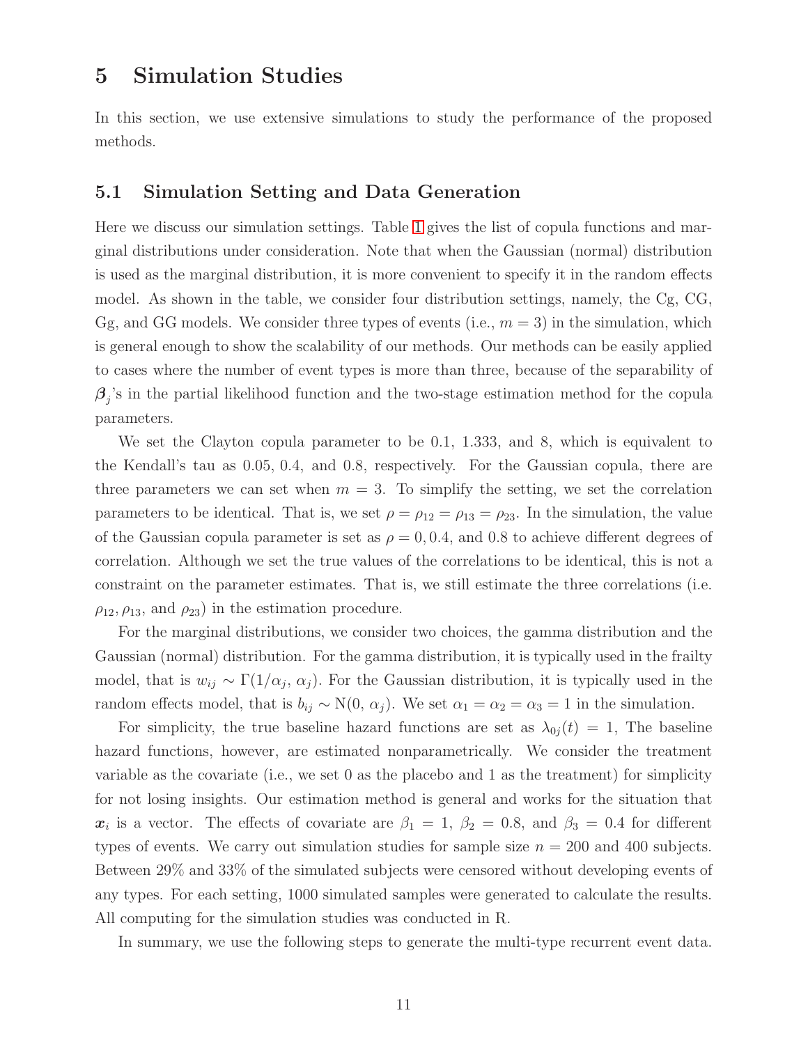# 5 Simulation Studies

In this section, we use extensive simulations to study the performance of the proposed methods.

## 5.1 Simulation Setting and Data Generation

Here we discuss our simulation settings. Table 1 gives the list of copula functions and marginal distributions under consideration. Note that when the Gaussian (normal) distribution is used as the marginal distribution, it is more convenient to specify it in the random effects model. As shown in the table, we consider four distribution settings, namely, the Cg, CG, Gg, and GG models. We consider three types of events (i.e., $m = 3$) in the simulation, which is general enough to show the scalability of our methods. Our methods can be easily applied to cases where the number of event types is more than three, because of the separability of $\boldsymbol{\beta}_j$'s in the partial likelihood function and the two-stage estimation method for the copula parameters.

We set the Clayton copula parameter to be 0.1, 1.333, and 8, which is equivalent to the Kendall's tau as 0.05, 0.4, and 0.8, respectively. For the Gaussian copula, there are three parameters we can set when $m = 3$. To simplify the setting, we set the correlation parameters to be identical. That is, we set $\rho = \rho_{12} = \rho_{13} = \rho_{23}$. In the simulation, the value of the Gaussian copula parameter is set as $\rho = 0, 0.4$, and $0.8$ to achieve different degrees of correlation. Although we set the true values of the correlations to be identical, this is not a constraint on the parameter estimates. That is, we still estimate the three correlations (i.e. $\rho_{12}, \rho_{13}$, and $\rho_{23}$) in the estimation procedure.

For the marginal distributions, we consider two choices, the gamma distribution and the Gaussian (normal) distribution. For the gamma distribution, it is typically used in the frailty model, that is $w_{ij} \sim \Gamma(1/\alpha_j, \alpha_j)$. For the Gaussian distribution, it is typically used in the random effects model, that is $b_{ij} \sim \mathrm{N}(0, \alpha_j)$. We set $\alpha_1 = \alpha_2 = \alpha_3 = 1$ in the simulation.

For simplicity, the true baseline hazard functions are set as $\lambda_{0j}(t) = 1$, The baseline hazard functions, however, are estimated nonparametrically. We consider the treatment variable as the covariate (i.e., we set 0 as the placebo and 1 as the treatment) for simplicity for not losing insights. Our estimation method is general and works for the situation that $\boldsymbol{x}_i$ is a vector. The effects of covariate are $\beta_1 = 1$, $\beta_2 = 0.8$, and $\beta_3 = 0.4$ for different types of events. We carry out simulation studies for sample size $n = 200$ and 400 subjects. Between 29% and 33% of the simulated subjects were censored without developing events of any types. For each setting, 1000 simulated samples were generated to calculate the results. All computing for the simulation studies was conducted in R.

In summary, we use the following steps to generate the multi-type recurrent event data.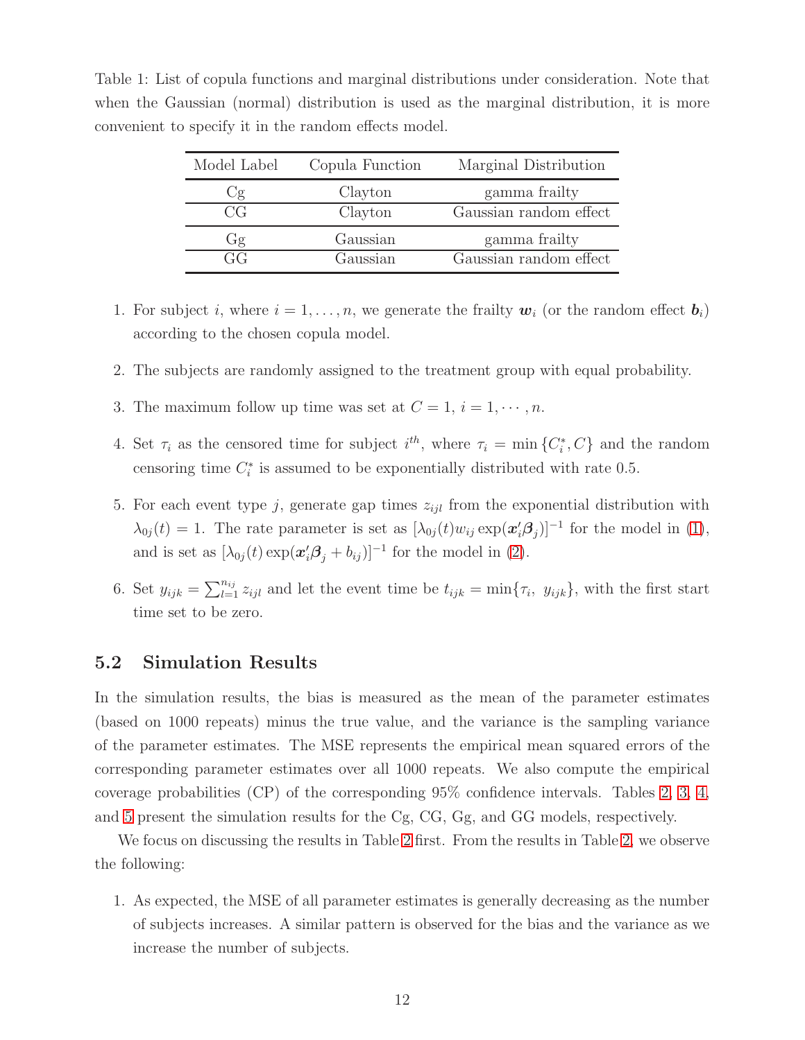Table 1: List of copula functions and marginal distributions under consideration. Note that when the Gaussian (normal) distribution is used as the marginal distribution, it is more convenient to specify it in the random effects model.

| Model Label | Copula Function | Marginal Distribution |
|---|---|---|
| Cg | Clayton | gamma frailty |
| CG | Clayton | Gaussian random effect |
| Gg | Gaussian | gamma frailty |
| GG | Gaussian | Gaussian random effect |

1. For subject $i$, where $i = 1, \ldots, n$, we generate the frailty $\boldsymbol{w}_i$ (or the random effect $\boldsymbol{b}_i$) according to the chosen copula model.
2. The subjects are randomly assigned to the treatment group with equal probability.
3. The maximum follow up time was set at $C = 1$, $i = 1, \cdots, n$.
4. Set $\tau_i$ as the censored time for subject $i^{th}$, where $\tau_i = \min\{C_i^*, C\}$ and the random censoring time $C_i^*$ is assumed to be exponentially distributed with rate 0.5.
5. For each event type $j$, generate gap times $z_{ijl}$ from the exponential distribution with $\lambda_{0j}(t) = 1$. The rate parameter is set as $[\lambda_{0j}(t) w_{ij} \exp(\boldsymbol{x}_i' \boldsymbol{\beta}_j)]^{-1}$ for the model in (1), and is set as $[\lambda_{0j}(t) \exp(\boldsymbol{x}_i' \boldsymbol{\beta}_j + b_{ij})]^{-1}$ for the model in (2).
6. Set $y_{ijk} = \sum_{l=1}^{n_{ij}} z_{ijl}$ and let the event time be $t_{ijk} = \min\{\tau_i,\ y_{ijk}\}$, with the first start time set to be zero.

## 5.2 Simulation Results

In the simulation results, the bias is measured as the mean of the parameter estimates (based on 1000 repeats) minus the true value, and the variance is the sampling variance of the parameter estimates. The MSE represents the empirical mean squared errors of the corresponding parameter estimates over all 1000 repeats. We also compute the empirical coverage probabilities (CP) of the corresponding 95% confidence intervals. Tables 2, 3, 4, and 5 present the simulation results for the Cg, CG, Gg, and GG models, respectively.

We focus on discussing the results in Table 2 first. From the results in Table 2, we observe the following:

1. As expected, the MSE of all parameter estimates is generally decreasing as the number of subjects increases. A similar pattern is observed for the bias and the variance as we increase the number of subjects.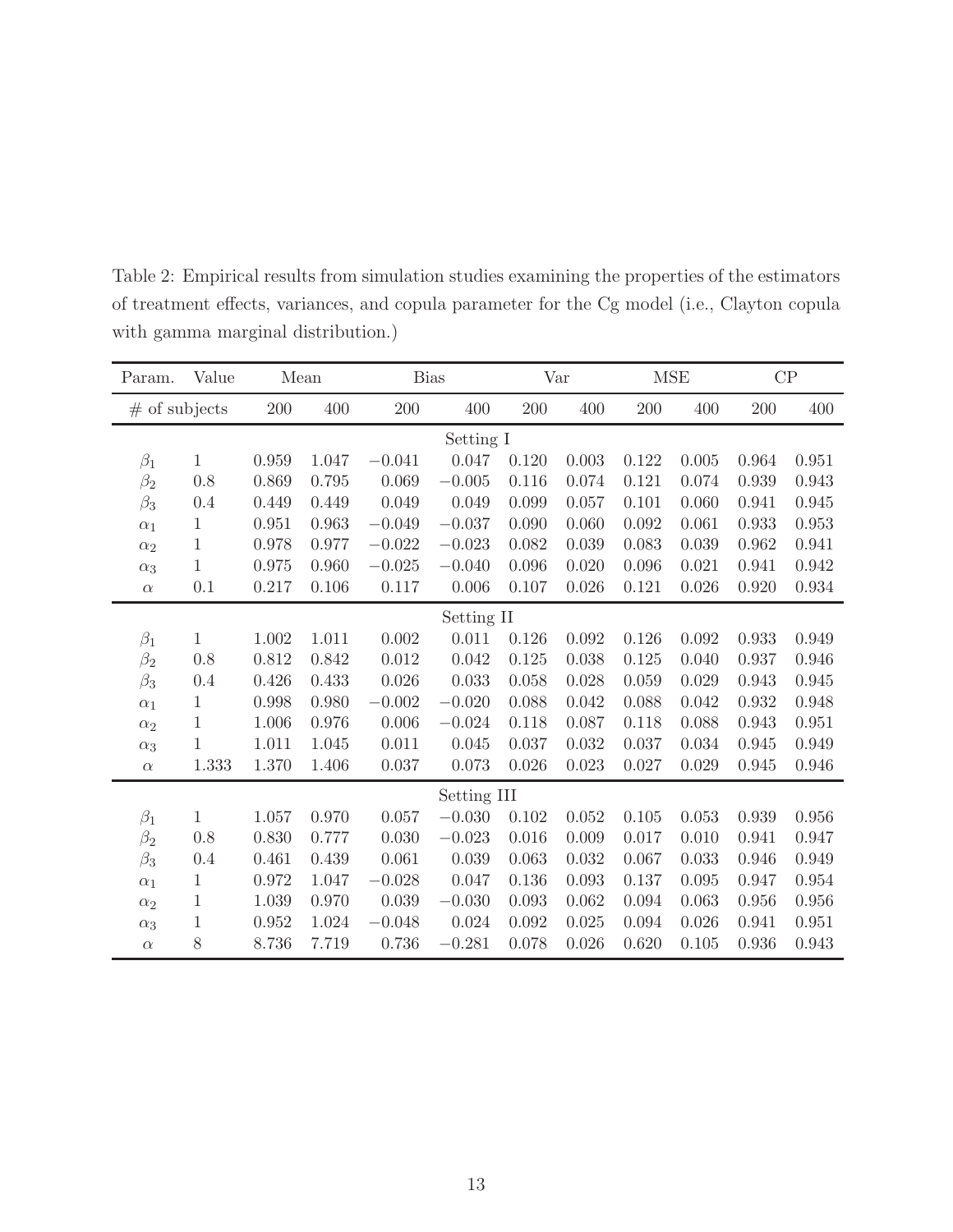Table 2: Empirical results from simulation studies examining the properties of the estimators of treatment effects, variances, and copula parameter for the Cg model (i.e., Clayton copula with gamma marginal distribution.)

| Param. | Value | Mean | | Bias | | Var | | MSE | | CP | |
|---|---|---|---|---|---|---|---|---|---|---|---|
| # of subjects | | 200 | 400 | 200 | 400 | 200 | 400 | 200 | 400 | 200 | 400 |
| | | | | | Setting I | | | | | | |
| $\beta_1$ | 1 | 0.959 | 1.047 | $-0.041$ | 0.047 | 0.120 | 0.003 | 0.122 | 0.005 | 0.964 | 0.951 |
| $\beta_2$ | 0.8 | 0.869 | 0.795 | 0.069 | $-0.005$ | 0.116 | 0.074 | 0.121 | 0.074 | 0.939 | 0.943 |
| $\beta_3$ | 0.4 | 0.449 | 0.449 | 0.049 | 0.049 | 0.099 | 0.057 | 0.101 | 0.060 | 0.941 | 0.945 |
| $\alpha_1$ | 1 | 0.951 | 0.963 | $-0.049$ | $-0.037$ | 0.090 | 0.060 | 0.092 | 0.061 | 0.933 | 0.953 |
| $\alpha_2$ | 1 | 0.978 | 0.977 | $-0.022$ | $-0.023$ | 0.082 | 0.039 | 0.083 | 0.039 | 0.962 | 0.941 |
| $\alpha_3$ | 1 | 0.975 | 0.960 | $-0.025$ | $-0.040$ | 0.096 | 0.020 | 0.096 | 0.021 | 0.941 | 0.942 |
| $\alpha$ | 0.1 | 0.217 | 0.106 | 0.117 | 0.006 | 0.107 | 0.026 | 0.121 | 0.026 | 0.920 | 0.934 |
| | | | | | Setting II | | | | | | |
| $\beta_1$ | 1 | 1.002 | 1.011 | 0.002 | 0.011 | 0.126 | 0.092 | 0.126 | 0.092 | 0.933 | 0.949 |
| $\beta_2$ | 0.8 | 0.812 | 0.842 | 0.012 | 0.042 | 0.125 | 0.038 | 0.125 | 0.040 | 0.937 | 0.946 |
| $\beta_3$ | 0.4 | 0.426 | 0.433 | 0.026 | 0.033 | 0.058 | 0.028 | 0.059 | 0.029 | 0.943 | 0.945 |
| $\alpha_1$ | 1 | 0.998 | 0.980 | $-0.002$ | $-0.020$ | 0.088 | 0.042 | 0.088 | 0.042 | 0.932 | 0.948 |
| $\alpha_2$ | 1 | 1.006 | 0.976 | 0.006 | $-0.024$ | 0.118 | 0.087 | 0.118 | 0.088 | 0.943 | 0.951 |
| $\alpha_3$ | 1 | 1.011 | 1.045 | 0.011 | 0.045 | 0.037 | 0.032 | 0.037 | 0.034 | 0.945 | 0.949 |
| $\alpha$ | 1.333 | 1.370 | 1.406 | 0.037 | 0.073 | 0.026 | 0.023 | 0.027 | 0.029 | 0.945 | 0.946 |
| | | | | | Setting III | | | | | | |
| $\beta_1$ | 1 | 1.057 | 0.970 | 0.057 | $-0.030$ | 0.102 | 0.052 | 0.105 | 0.053 | 0.939 | 0.956 |
| $\beta_2$ | 0.8 | 0.830 | 0.777 | 0.030 | $-0.023$ | 0.016 | 0.009 | 0.017 | 0.010 | 0.941 | 0.947 |
| $\beta_3$ | 0.4 | 0.461 | 0.439 | 0.061 | 0.039 | 0.063 | 0.032 | 0.067 | 0.033 | 0.946 | 0.949 |
| $\alpha_1$ | 1 | 0.972 | 1.047 | $-0.028$ | 0.047 | 0.136 | 0.093 | 0.137 | 0.095 | 0.947 | 0.954 |
| $\alpha_2$ | 1 | 1.039 | 0.970 | 0.039 | $-0.030$ | 0.093 | 0.062 | 0.094 | 0.063 | 0.956 | 0.956 |
| $\alpha_3$ | 1 | 0.952 | 1.024 | $-0.048$ | 0.024 | 0.092 | 0.025 | 0.094 | 0.026 | 0.941 | 0.951 |
| $\alpha$ | 8 | 8.736 | 7.719 | 0.736 | $-0.281$ | 0.078 | 0.026 | 0.620 | 0.105 | 0.936 | 0.943 |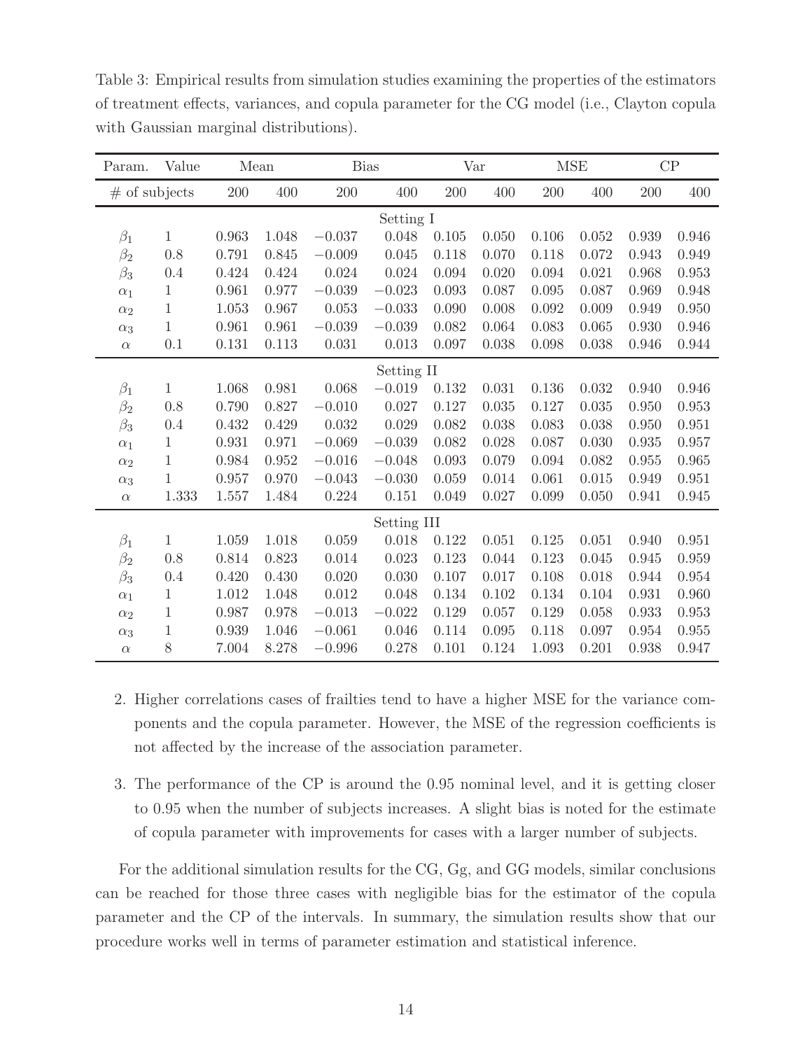Table 3: Empirical results from simulation studies examining the properties of the estimators of treatment effects, variances, and copula parameter for the CG model (i.e., Clayton copula with Gaussian marginal distributions).

| Param. | Value | Mean | | Bias | | Var | | MSE | | CP | |
|---|---|---|---|---|---|---|---|---|---|---|---|
| # of subjects | | 200 | 400 | 200 | 400 | 200 | 400 | 200 | 400 | 200 | 400 |
| | | | | | Setting I | | | | | | |
| $\beta_1$ | 1 | 0.963 | 1.048 | $-0.037$ | 0.048 | 0.105 | 0.050 | 0.106 | 0.052 | 0.939 | 0.946 |
| $\beta_2$ | 0.8 | 0.791 | 0.845 | $-0.009$ | 0.045 | 0.118 | 0.070 | 0.118 | 0.072 | 0.943 | 0.949 |
| $\beta_3$ | 0.4 | 0.424 | 0.424 | 0.024 | 0.024 | 0.094 | 0.020 | 0.094 | 0.021 | 0.968 | 0.953 |
| $\alpha_1$ | 1 | 0.961 | 0.977 | $-0.039$ | $-0.023$ | 0.093 | 0.087 | 0.095 | 0.087 | 0.969 | 0.948 |
| $\alpha_2$ | 1 | 1.053 | 0.967 | 0.053 | $-0.033$ | 0.090 | 0.008 | 0.092 | 0.009 | 0.949 | 0.950 |
| $\alpha_3$ | 1 | 0.961 | 0.961 | $-0.039$ | $-0.039$ | 0.082 | 0.064 | 0.083 | 0.065 | 0.930 | 0.946 |
| $\alpha$ | 0.1 | 0.131 | 0.113 | 0.031 | 0.013 | 0.097 | 0.038 | 0.098 | 0.038 | 0.946 | 0.944 |
| | | | | | Setting II | | | | | | |
| $\beta_1$ | 1 | 1.068 | 0.981 | 0.068 | $-0.019$ | 0.132 | 0.031 | 0.136 | 0.032 | 0.940 | 0.946 |
| $\beta_2$ | 0.8 | 0.790 | 0.827 | $-0.010$ | 0.027 | 0.127 | 0.035 | 0.127 | 0.035 | 0.950 | 0.953 |
| $\beta_3$ | 0.4 | 0.432 | 0.429 | 0.032 | 0.029 | 0.082 | 0.038 | 0.083 | 0.038 | 0.950 | 0.951 |
| $\alpha_1$ | 1 | 0.931 | 0.971 | $-0.069$ | $-0.039$ | 0.082 | 0.028 | 0.087 | 0.030 | 0.935 | 0.957 |
| $\alpha_2$ | 1 | 0.984 | 0.952 | $-0.016$ | $-0.048$ | 0.093 | 0.079 | 0.094 | 0.082 | 0.955 | 0.965 |
| $\alpha_3$ | 1 | 0.957 | 0.970 | $-0.043$ | $-0.030$ | 0.059 | 0.014 | 0.061 | 0.015 | 0.949 | 0.951 |
| $\alpha$ | 1.333 | 1.557 | 1.484 | 0.224 | 0.151 | 0.049 | 0.027 | 0.099 | 0.050 | 0.941 | 0.945 |
| | | | | | Setting III | | | | | | |
| $\beta_1$ | 1 | 1.059 | 1.018 | 0.059 | 0.018 | 0.122 | 0.051 | 0.125 | 0.051 | 0.940 | 0.951 |
| $\beta_2$ | 0.8 | 0.814 | 0.823 | 0.014 | 0.023 | 0.123 | 0.044 | 0.123 | 0.045 | 0.945 | 0.959 |
| $\beta_3$ | 0.4 | 0.420 | 0.430 | 0.020 | 0.030 | 0.107 | 0.017 | 0.108 | 0.018 | 0.944 | 0.954 |
| $\alpha_1$ | 1 | 1.012 | 1.048 | 0.012 | 0.048 | 0.134 | 0.102 | 0.134 | 0.104 | 0.931 | 0.960 |
| $\alpha_2$ | 1 | 0.987 | 0.978 | $-0.013$ | $-0.022$ | 0.129 | 0.057 | 0.129 | 0.058 | 0.933 | 0.953 |
| $\alpha_3$ | 1 | 0.939 | 1.046 | $-0.061$ | 0.046 | 0.114 | 0.095 | 0.118 | 0.097 | 0.954 | 0.955 |
| $\alpha$ | 8 | 7.004 | 8.278 | $-0.996$ | 0.278 | 0.101 | 0.124 | 1.093 | 0.201 | 0.938 | 0.947 |

2. Higher correlations cases of frailties tend to have a higher MSE for the variance components and the copula parameter. However, the MSE of the regression coefficients is not affected by the increase of the association parameter.

3. The performance of the CP is around the 0.95 nominal level, and it is getting closer to 0.95 when the number of subjects increases. A slight bias is noted for the estimate of copula parameter with improvements for cases with a larger number of subjects.

For the additional simulation results for the CG, Gg, and GG models, similar conclusions can be reached for those three cases with negligible bias for the estimator of the copula parameter and the CP of the intervals. In summary, the simulation results show that our procedure works well in terms of parameter estimation and statistical inference.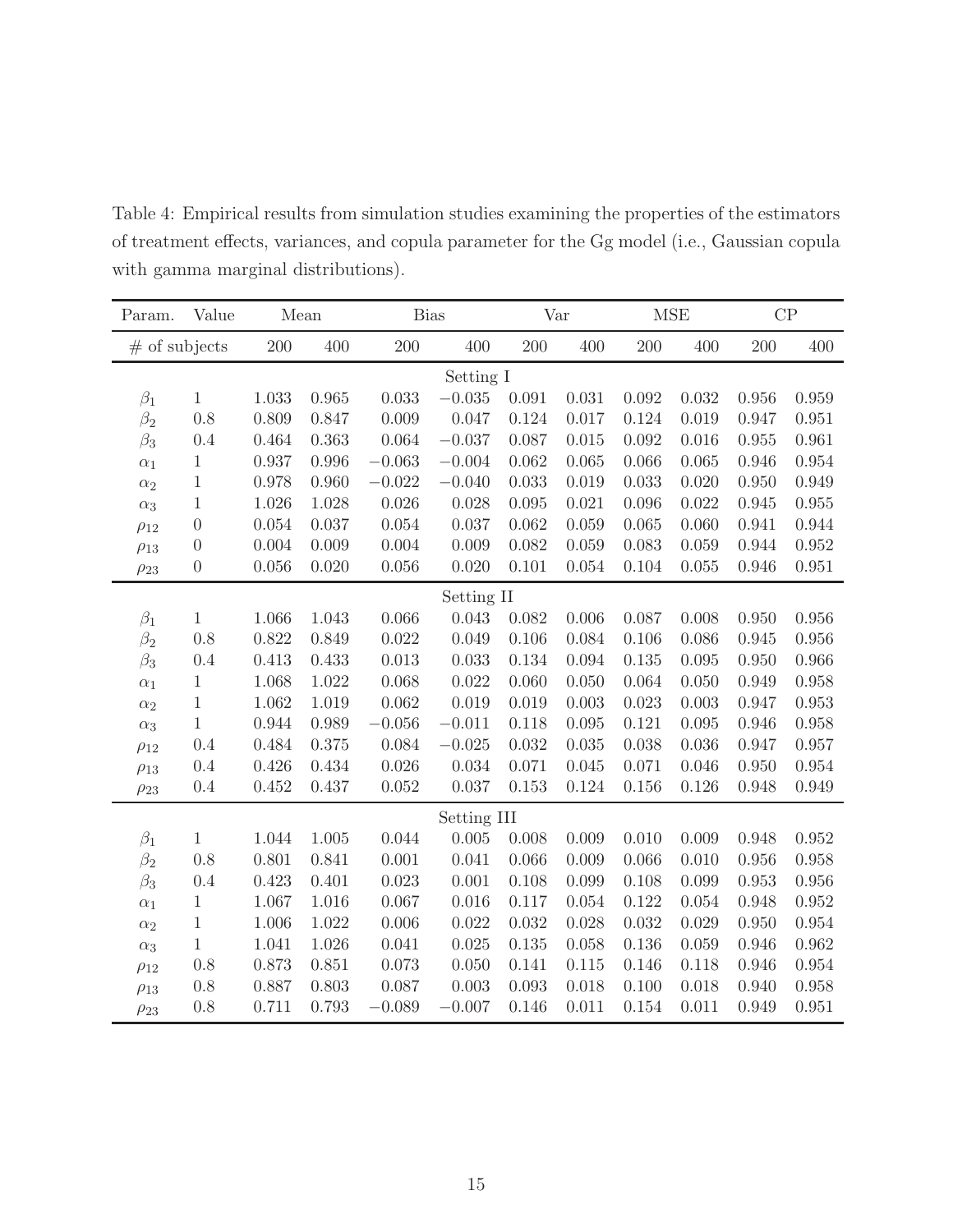Table 4: Empirical results from simulation studies examining the properties of the estimators of treatment effects, variances, and copula parameter for the Gg model (i.e., Gaussian copula with gamma marginal distributions).

| Param. | Value | Mean | | Bias | | Var | | MSE | | CP | |
|---|---|---|---|---|---|---|---|---|---|---|---|
| # of subjects | | 200 | 400 | 200 | 400 | 200 | 400 | 200 | 400 | 200 | 400 |
| | | | | | Setting I | | | | | | |
| $\beta_1$ | 1 | 1.033 | 0.965 | 0.033 | $-0.035$ | 0.091 | 0.031 | 0.092 | 0.032 | 0.956 | 0.959 |
| $\beta_2$ | 0.8 | 0.809 | 0.847 | 0.009 | 0.047 | 0.124 | 0.017 | 0.124 | 0.019 | 0.947 | 0.951 |
| $\beta_3$ | 0.4 | 0.464 | 0.363 | 0.064 | $-0.037$ | 0.087 | 0.015 | 0.092 | 0.016 | 0.955 | 0.961 |
| $\alpha_1$ | 1 | 0.937 | 0.996 | $-0.063$ | $-0.004$ | 0.062 | 0.065 | 0.066 | 0.065 | 0.946 | 0.954 |
| $\alpha_2$ | 1 | 0.978 | 0.960 | $-0.022$ | $-0.040$ | 0.033 | 0.019 | 0.033 | 0.020 | 0.950 | 0.949 |
| $\alpha_3$ | 1 | 1.026 | 1.028 | 0.026 | 0.028 | 0.095 | 0.021 | 0.096 | 0.022 | 0.945 | 0.955 |
| $\rho_{12}$ | 0 | 0.054 | 0.037 | 0.054 | 0.037 | 0.062 | 0.059 | 0.065 | 0.060 | 0.941 | 0.944 |
| $\rho_{13}$ | 0 | 0.004 | 0.009 | 0.004 | 0.009 | 0.082 | 0.059 | 0.083 | 0.059 | 0.944 | 0.952 |
| $\rho_{23}$ | 0 | 0.056 | 0.020 | 0.056 | 0.020 | 0.101 | 0.054 | 0.104 | 0.055 | 0.946 | 0.951 |
| | | | | | Setting II | | | | | | |
| $\beta_1$ | 1 | 1.066 | 1.043 | 0.066 | 0.043 | 0.082 | 0.006 | 0.087 | 0.008 | 0.950 | 0.956 |
| $\beta_2$ | 0.8 | 0.822 | 0.849 | 0.022 | 0.049 | 0.106 | 0.084 | 0.106 | 0.086 | 0.945 | 0.956 |
| $\beta_3$ | 0.4 | 0.413 | 0.433 | 0.013 | 0.033 | 0.134 | 0.094 | 0.135 | 0.095 | 0.950 | 0.966 |
| $\alpha_1$ | 1 | 1.068 | 1.022 | 0.068 | 0.022 | 0.060 | 0.050 | 0.064 | 0.050 | 0.949 | 0.958 |
| $\alpha_2$ | 1 | 1.062 | 1.019 | 0.062 | 0.019 | 0.019 | 0.003 | 0.023 | 0.003 | 0.947 | 0.953 |
| $\alpha_3$ | 1 | 0.944 | 0.989 | $-0.056$ | $-0.011$ | 0.118 | 0.095 | 0.121 | 0.095 | 0.946 | 0.958 |
| $\rho_{12}$ | 0.4 | 0.484 | 0.375 | 0.084 | $-0.025$ | 0.032 | 0.035 | 0.038 | 0.036 | 0.947 | 0.957 |
| $\rho_{13}$ | 0.4 | 0.426 | 0.434 | 0.026 | 0.034 | 0.071 | 0.045 | 0.071 | 0.046 | 0.950 | 0.954 |
| $\rho_{23}$ | 0.4 | 0.452 | 0.437 | 0.052 | 0.037 | 0.153 | 0.124 | 0.156 | 0.126 | 0.948 | 0.949 |
| | | | | | Setting III | | | | | | |
| $\beta_1$ | 1 | 1.044 | 1.005 | 0.044 | 0.005 | 0.008 | 0.009 | 0.010 | 0.009 | 0.948 | 0.952 |
| $\beta_2$ | 0.8 | 0.801 | 0.841 | 0.001 | 0.041 | 0.066 | 0.009 | 0.066 | 0.010 | 0.956 | 0.958 |
| $\beta_3$ | 0.4 | 0.423 | 0.401 | 0.023 | 0.001 | 0.108 | 0.099 | 0.108 | 0.099 | 0.953 | 0.956 |
| $\alpha_1$ | 1 | 1.067 | 1.016 | 0.067 | 0.016 | 0.117 | 0.054 | 0.122 | 0.054 | 0.948 | 0.952 |
| $\alpha_2$ | 1 | 1.006 | 1.022 | 0.006 | 0.022 | 0.032 | 0.028 | 0.032 | 0.029 | 0.950 | 0.954 |
| $\alpha_3$ | 1 | 1.041 | 1.026 | 0.041 | 0.025 | 0.135 | 0.058 | 0.136 | 0.059 | 0.946 | 0.962 |
| $\rho_{12}$ | 0.8 | 0.873 | 0.851 | 0.073 | 0.050 | 0.141 | 0.115 | 0.146 | 0.118 | 0.946 | 0.954 |
| $\rho_{13}$ | 0.8 | 0.887 | 0.803 | 0.087 | 0.003 | 0.093 | 0.018 | 0.100 | 0.018 | 0.940 | 0.958 |
| $\rho_{23}$ | 0.8 | 0.711 | 0.793 | $-0.089$ | $-0.007$ | 0.146 | 0.011 | 0.154 | 0.011 | 0.949 | 0.951 |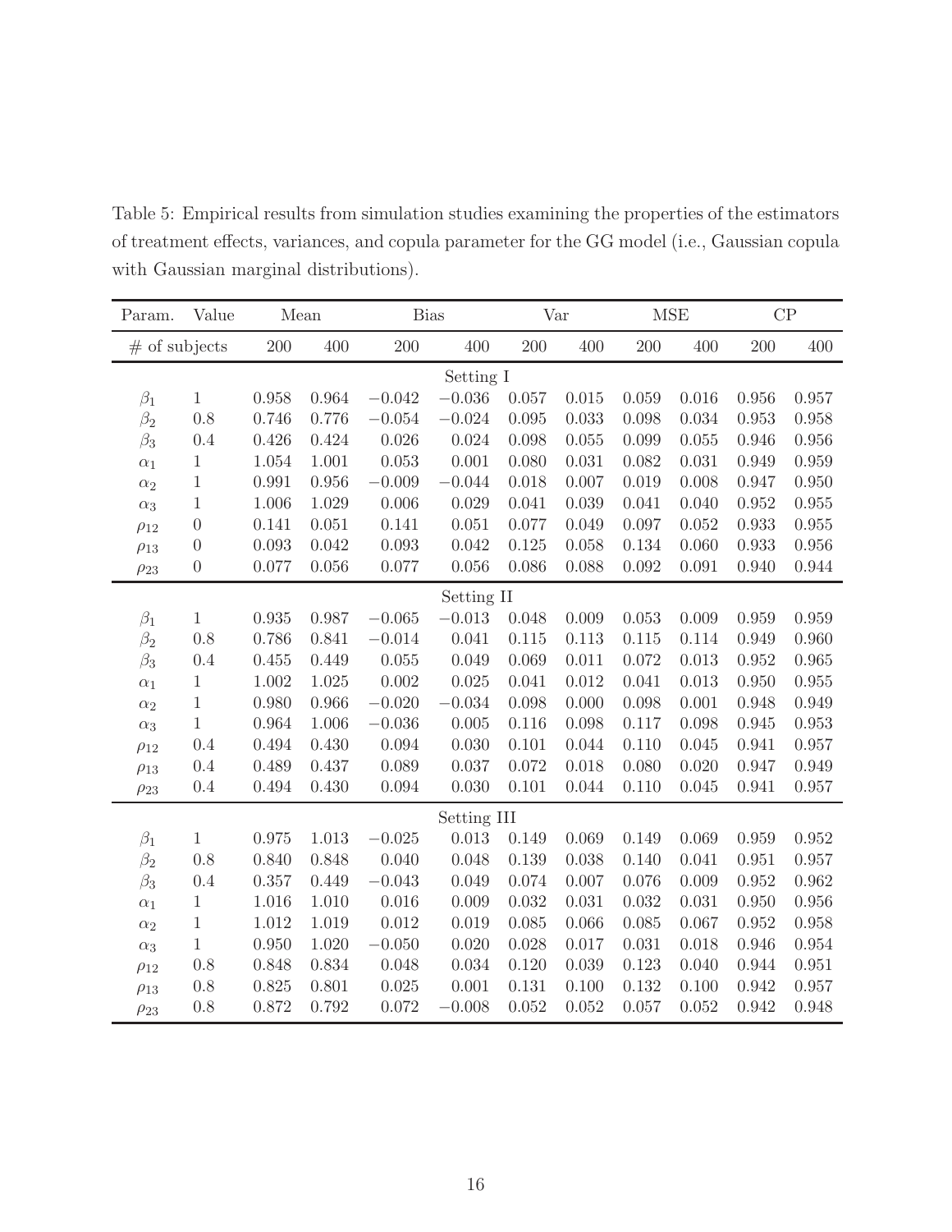Table 5: Empirical results from simulation studies examining the properties of the estimators of treatment effects, variances, and copula parameter for the GG model (i.e., Gaussian copula with Gaussian marginal distributions).

| Param. | Value | Mean | | Bias | | Var | | MSE | | CP | |
|---|---|---|---|---|---|---|---|---|---|---|---|
| # of subjects | | 200 | 400 | 200 | 400 | 200 | 400 | 200 | 400 | 200 | 400 |
| | | | | | Setting I | | | | | | |
| $\beta_1$ | 1 | 0.958 | 0.964 | $-0.042$ | $-0.036$ | 0.057 | 0.015 | 0.059 | 0.016 | 0.956 | 0.957 |
| $\beta_2$ | 0.8 | 0.746 | 0.776 | $-0.054$ | $-0.024$ | 0.095 | 0.033 | 0.098 | 0.034 | 0.953 | 0.958 |
| $\beta_3$ | 0.4 | 0.426 | 0.424 | 0.026 | 0.024 | 0.098 | 0.055 | 0.099 | 0.055 | 0.946 | 0.956 |
| $\alpha_1$ | 1 | 1.054 | 1.001 | 0.053 | 0.001 | 0.080 | 0.031 | 0.082 | 0.031 | 0.949 | 0.959 |
| $\alpha_2$ | 1 | 0.991 | 0.956 | $-0.009$ | $-0.044$ | 0.018 | 0.007 | 0.019 | 0.008 | 0.947 | 0.950 |
| $\alpha_3$ | 1 | 1.006 | 1.029 | 0.006 | 0.029 | 0.041 | 0.039 | 0.041 | 0.040 | 0.952 | 0.955 |
| $\rho_{12}$ | 0 | 0.141 | 0.051 | 0.141 | 0.051 | 0.077 | 0.049 | 0.097 | 0.052 | 0.933 | 0.955 |
| $\rho_{13}$ | 0 | 0.093 | 0.042 | 0.093 | 0.042 | 0.125 | 0.058 | 0.134 | 0.060 | 0.933 | 0.956 |
| $\rho_{23}$ | 0 | 0.077 | 0.056 | 0.077 | 0.056 | 0.086 | 0.088 | 0.092 | 0.091 | 0.940 | 0.944 |
| | | | | | Setting II | | | | | | |
| $\beta_1$ | 1 | 0.935 | 0.987 | $-0.065$ | $-0.013$ | 0.048 | 0.009 | 0.053 | 0.009 | 0.959 | 0.959 |
| $\beta_2$ | 0.8 | 0.786 | 0.841 | $-0.014$ | 0.041 | 0.115 | 0.113 | 0.115 | 0.114 | 0.949 | 0.960 |
| $\beta_3$ | 0.4 | 0.455 | 0.449 | 0.055 | 0.049 | 0.069 | 0.011 | 0.072 | 0.013 | 0.952 | 0.965 |
| $\alpha_1$ | 1 | 1.002 | 1.025 | 0.002 | 0.025 | 0.041 | 0.012 | 0.041 | 0.013 | 0.950 | 0.955 |
| $\alpha_2$ | 1 | 0.980 | 0.966 | $-0.020$ | $-0.034$ | 0.098 | 0.000 | 0.098 | 0.001 | 0.948 | 0.949 |
| $\alpha_3$ | 1 | 0.964 | 1.006 | $-0.036$ | 0.005 | 0.116 | 0.098 | 0.117 | 0.098 | 0.945 | 0.953 |
| $\rho_{12}$ | 0.4 | 0.494 | 0.430 | 0.094 | 0.030 | 0.101 | 0.044 | 0.110 | 0.045 | 0.941 | 0.957 |
| $\rho_{13}$ | 0.4 | 0.489 | 0.437 | 0.089 | 0.037 | 0.072 | 0.018 | 0.080 | 0.020 | 0.947 | 0.949 |
| $\rho_{23}$ | 0.4 | 0.494 | 0.430 | 0.094 | 0.030 | 0.101 | 0.044 | 0.110 | 0.045 | 0.941 | 0.957 |
| | | | | | Setting III | | | | | | |
| $\beta_1$ | 1 | 0.975 | 1.013 | $-0.025$ | 0.013 | 0.149 | 0.069 | 0.149 | 0.069 | 0.959 | 0.952 |
| $\beta_2$ | 0.8 | 0.840 | 0.848 | 0.040 | 0.048 | 0.139 | 0.038 | 0.140 | 0.041 | 0.951 | 0.957 |
| $\beta_3$ | 0.4 | 0.357 | 0.449 | $-0.043$ | 0.049 | 0.074 | 0.007 | 0.076 | 0.009 | 0.952 | 0.962 |
| $\alpha_1$ | 1 | 1.016 | 1.010 | 0.016 | 0.009 | 0.032 | 0.031 | 0.032 | 0.031 | 0.950 | 0.956 |
| $\alpha_2$ | 1 | 1.012 | 1.019 | 0.012 | 0.019 | 0.085 | 0.066 | 0.085 | 0.067 | 0.952 | 0.958 |
| $\alpha_3$ | 1 | 0.950 | 1.020 | $-0.050$ | 0.020 | 0.028 | 0.017 | 0.031 | 0.018 | 0.946 | 0.954 |
| $\rho_{12}$ | 0.8 | 0.848 | 0.834 | 0.048 | 0.034 | 0.120 | 0.039 | 0.123 | 0.040 | 0.944 | 0.951 |
| $\rho_{13}$ | 0.8 | 0.825 | 0.801 | 0.025 | 0.001 | 0.131 | 0.100 | 0.132 | 0.100 | 0.942 | 0.957 |
| $\rho_{23}$ | 0.8 | 0.872 | 0.792 | 0.072 | $-0.008$ | 0.052 | 0.052 | 0.057 | 0.052 | 0.942 | 0.948 |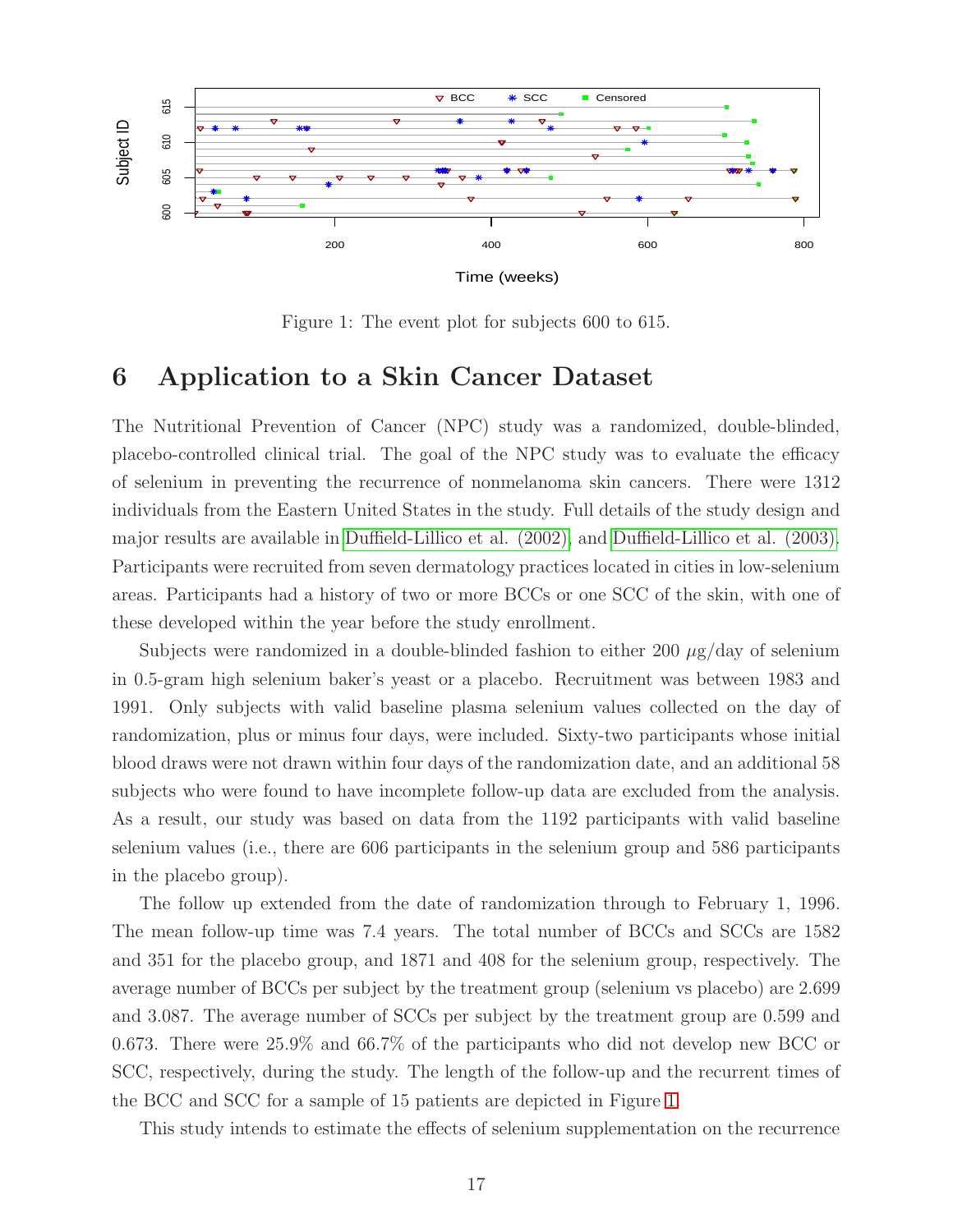Figure 1: The event plot for subjects 600 to 615.

## 6 Application to a Skin Cancer Dataset

The Nutritional Prevention of Cancer (NPC) study was a randomized, double-blinded, placebo-controlled clinical trial. The goal of the NPC study was to evaluate the efficacy of selenium in preventing the recurrence of nonmelanoma skin cancers. There were 1312 individuals from the Eastern United States in the study. Full details of the study design and major results are available in Duffield-Lillico et al. (2002), and Duffield-Lillico et al. (2003). Participants were recruited from seven dermatology practices located in cities in low-selenium areas. Participants had a history of two or more BCCs or one SCC of the skin, with one of these developed within the year before the study enrollment.

Subjects were randomized in a double-blinded fashion to either 200 $\mu$g/day of selenium in 0.5-gram high selenium baker's yeast or a placebo. Recruitment was between 1983 and 1991. Only subjects with valid baseline plasma selenium values collected on the day of randomization, plus or minus four days, were included. Sixty-two participants whose initial blood draws were not drawn within four days of the randomization date, and an additional 58 subjects who were found to have incomplete follow-up data are excluded from the analysis. As a result, our study was based on data from the 1192 participants with valid baseline selenium values (i.e., there are 606 participants in the selenium group and 586 participants in the placebo group).

The follow up extended from the date of randomization through to February 1, 1996. The mean follow-up time was 7.4 years. The total number of BCCs and SCCs are 1582 and 351 for the placebo group, and 1871 and 408 for the selenium group, respectively. The average number of BCCs per subject by the treatment group (selenium vs placebo) are 2.699 and 3.087. The average number of SCCs per subject by the treatment group are 0.599 and 0.673. There were 25.9% and 66.7% of the participants who did not develop new BCC or SCC, respectively, during the study. The length of the follow-up and the recurrent times of the BCC and SCC for a sample of 15 patients are depicted in Figure 1.

This study intends to estimate the effects of selenium supplementation on the recurrence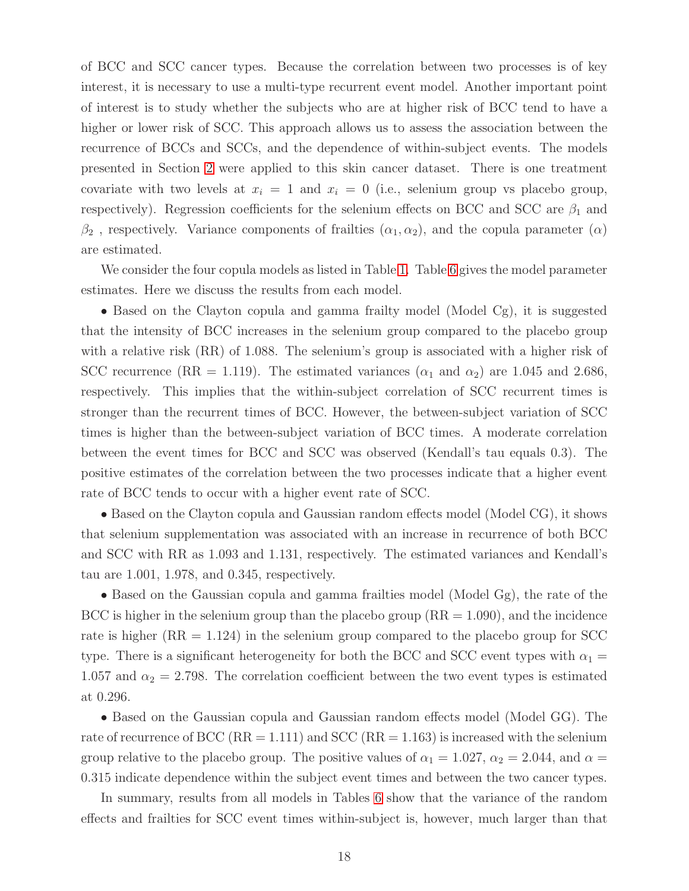of BCC and SCC cancer types. Because the correlation between two processes is of key interest, it is necessary to use a multi-type recurrent event model. Another important point of interest is to study whether the subjects who are at higher risk of BCC tend to have a higher or lower risk of SCC. This approach allows us to assess the association between the recurrence of BCCs and SCCs, and the dependence of within-subject events. The models presented in Section 2 were applied to this skin cancer dataset. There is one treatment covariate with two levels at $x_i = 1$ and $x_i = 0$ (i.e., selenium group vs placebo group, respectively). Regression coefficients for the selenium effects on BCC and SCC are $\beta_1$ and $\beta_2$ , respectively. Variance components of frailties $(\alpha_1, \alpha_2)$, and the copula parameter $(\alpha)$ are estimated.

We consider the four copula models as listed in Table 1. Table 6 gives the model parameter estimates. Here we discuss the results from each model.

• Based on the Clayton copula and gamma frailty model (Model Cg), it is suggested that the intensity of BCC increases in the selenium group compared to the placebo group with a relative risk (RR) of 1.088. The selenium's group is associated with a higher risk of SCC recurrence (RR = 1.119). The estimated variances ($\alpha_1$ and $\alpha_2$) are 1.045 and 2.686, respectively. This implies that the within-subject correlation of SCC recurrent times is stronger than the recurrent times of BCC. However, the between-subject variation of SCC times is higher than the between-subject variation of BCC times. A moderate correlation between the event times for BCC and SCC was observed (Kendall's tau equals 0.3). The positive estimates of the correlation between the two processes indicate that a higher event rate of BCC tends to occur with a higher event rate of SCC.

• Based on the Clayton copula and Gaussian random effects model (Model CG), it shows that selenium supplementation was associated with an increase in recurrence of both BCC and SCC with RR as 1.093 and 1.131, respectively. The estimated variances and Kendall's tau are 1.001, 1.978, and 0.345, respectively.

• Based on the Gaussian copula and gamma frailties model (Model Gg), the rate of the BCC is higher in the selenium group than the placebo group (RR = 1.090), and the incidence rate is higher (RR = 1.124) in the selenium group compared to the placebo group for SCC type. There is a significant heterogeneity for both the BCC and SCC event types with $\alpha_1 = 1.057$ and $\alpha_2 = 2.798$. The correlation coefficient between the two event types is estimated at 0.296.

• Based on the Gaussian copula and Gaussian random effects model (Model GG). The rate of recurrence of BCC (RR = 1.111) and SCC (RR = 1.163) is increased with the selenium group relative to the placebo group. The positive values of $\alpha_1 = 1.027$, $\alpha_2 = 2.044$, and $\alpha = 0.315$ indicate dependence within the subject event times and between the two cancer types.

In summary, results from all models in Tables 6 show that the variance of the random effects and frailties for SCC event times within-subject is, however, much larger than that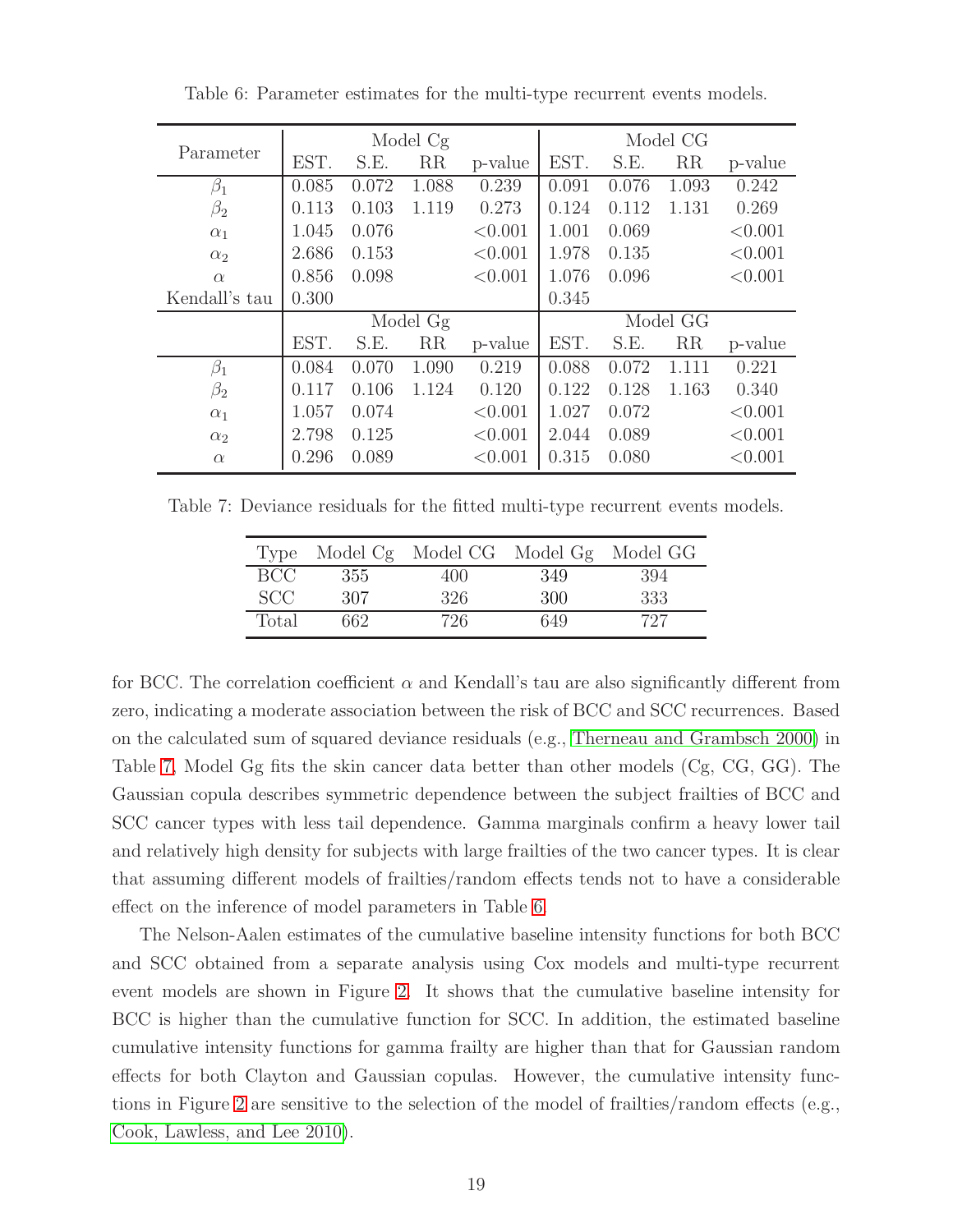Table 6: Parameter estimates for the multi-type recurrent events models.

| Parameter | Model Cg | | | | Model CG | | | |
|---|---|---|---|---|---|---|---|---|
| | EST. | S.E. | RR | p-value | EST. | S.E. | RR | p-value |
| $\beta_1$ | 0.085 | 0.072 | 1.088 | 0.239 | 0.091 | 0.076 | 1.093 | 0.242 |
| $\beta_2$ | 0.113 | 0.103 | 1.119 | 0.273 | 0.124 | 0.112 | 1.131 | 0.269 |
| $\alpha_1$ | 1.045 | 0.076 | | <0.001 | 1.001 | 0.069 | | <0.001 |
| $\alpha_2$ | 2.686 | 0.153 | | <0.001 | 1.978 | 0.135 | | <0.001 |
| $\alpha$ | 0.856 | 0.098 | | <0.001 | 1.076 | 0.096 | | <0.001 |
| Kendall's tau | 0.300 | | | | 0.345 | | | |
| | Model Gg | | | | Model GG | | | |
| | EST. | S.E. | RR | p-value | EST. | S.E. | RR | p-value |
| $\beta_1$ | 0.084 | 0.070 | 1.090 | 0.219 | 0.088 | 0.072 | 1.111 | 0.221 |
| $\beta_2$ | 0.117 | 0.106 | 1.124 | 0.120 | 0.122 | 0.128 | 1.163 | 0.340 |
| $\alpha_1$ | 1.057 | 0.074 | | <0.001 | 1.027 | 0.072 | | <0.001 |
| $\alpha_2$ | 2.798 | 0.125 | | <0.001 | 2.044 | 0.089 | | <0.001 |
| $\alpha$ | 0.296 | 0.089 | | <0.001 | 0.315 | 0.080 | | <0.001 |

Table 7: Deviance residuals for the fitted multi-type recurrent events models.

| Type | Model Cg | Model CG | Model Gg | Model GG |
|---|---|---|---|---|
| BCC | 355 | 400 | 349 | 394 |
| SCC | 307 | 326 | 300 | 333 |
| Total | 662 | 726 | 649 | 727 |

for BCC. The correlation coefficient $\alpha$ and Kendall's tau are also significantly different from zero, indicating a moderate association between the risk of BCC and SCC recurrences. Based on the calculated sum of squared deviance residuals (e.g., Therneau and Grambsch 2000) in Table 7, Model Gg fits the skin cancer data better than other models (Cg, CG, GG). The Gaussian copula describes symmetric dependence between the subject frailties of BCC and SCC cancer types with less tail dependence. Gamma marginals confirm a heavy lower tail and relatively high density for subjects with large frailties of the two cancer types. It is clear that assuming different models of frailties/random effects tends not to have a considerable effect on the inference of model parameters in Table 6.

The Nelson-Aalen estimates of the cumulative baseline intensity functions for both BCC and SCC obtained from a separate analysis using Cox models and multi-type recurrent event models are shown in Figure 2. It shows that the cumulative baseline intensity for BCC is higher than the cumulative function for SCC. In addition, the estimated baseline cumulative intensity functions for gamma frailty are higher than that for Gaussian random effects for both Clayton and Gaussian copulas. However, the cumulative intensity functions in Figure 2 are sensitive to the selection of the model of frailties/random effects (e.g., Cook, Lawless, and Lee 2010).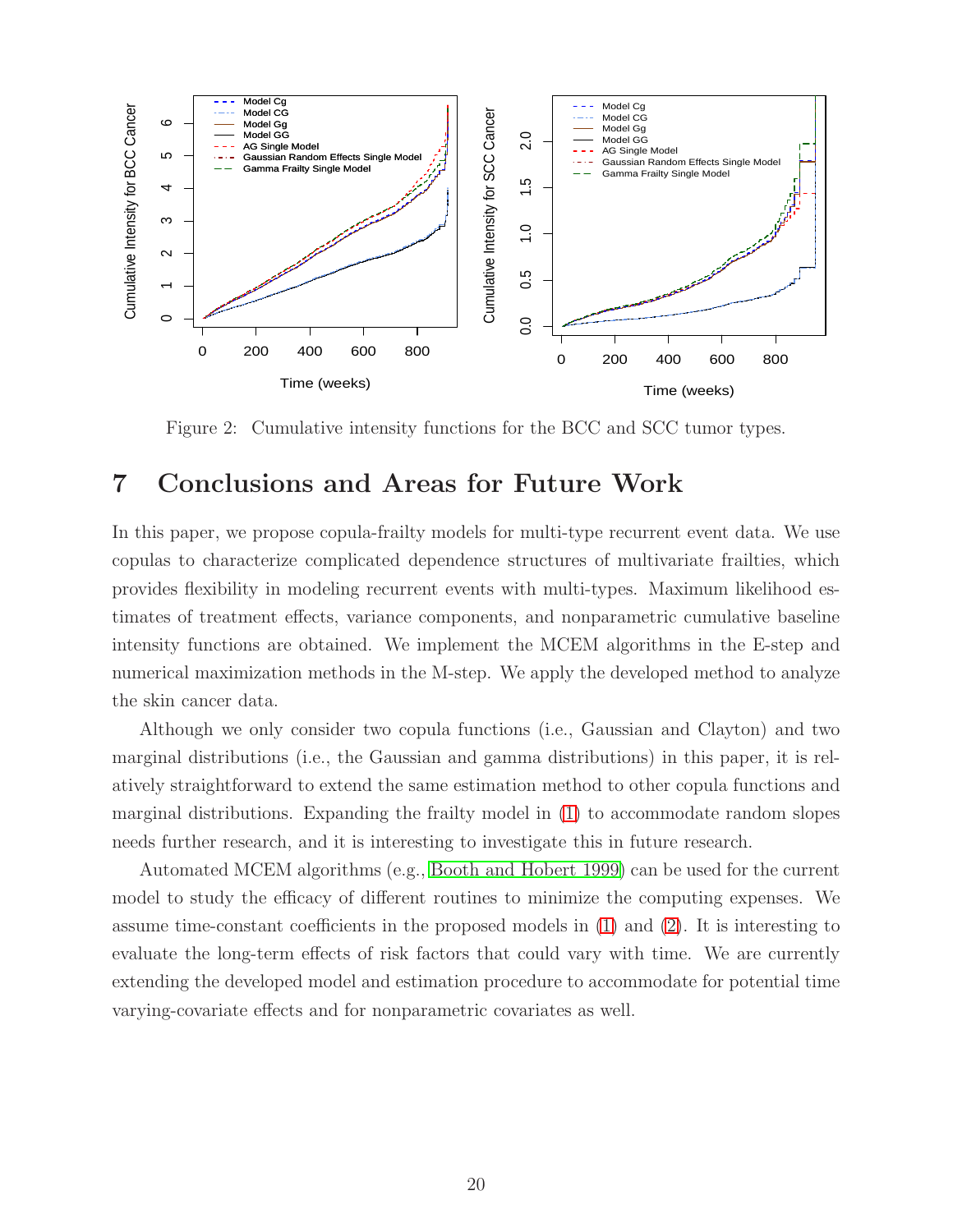Figure 2: Cumulative intensity functions for the BCC and SCC tumor types.

# 7 Conclusions and Areas for Future Work

In this paper, we propose copula-frailty models for multi-type recurrent event data. We use copulas to characterize complicated dependence structures of multivariate frailties, which provides flexibility in modeling recurrent events with multi-types. Maximum likelihood estimates of treatment effects, variance components, and nonparametric cumulative baseline intensity functions are obtained. We implement the MCEM algorithms in the E-step and numerical maximization methods in the M-step. We apply the developed method to analyze the skin cancer data.

Although we only consider two copula functions (i.e., Gaussian and Clayton) and two marginal distributions (i.e., the Gaussian and gamma distributions) in this paper, it is relatively straightforward to extend the same estimation method to other copula functions and marginal distributions. Expanding the frailty model in (1) to accommodate random slopes needs further research, and it is interesting to investigate this in future research.

Automated MCEM algorithms (e.g., Booth and Hobert 1999) can be used for the current model to study the efficacy of different routines to minimize the computing expenses. We assume time-constant coefficients in the proposed models in (1) and (2). It is interesting to evaluate the long-term effects of risk factors that could vary with time. We are currently extending the developed model and estimation procedure to accommodate for potential time varying-covariate effects and for nonparametric covariates as well.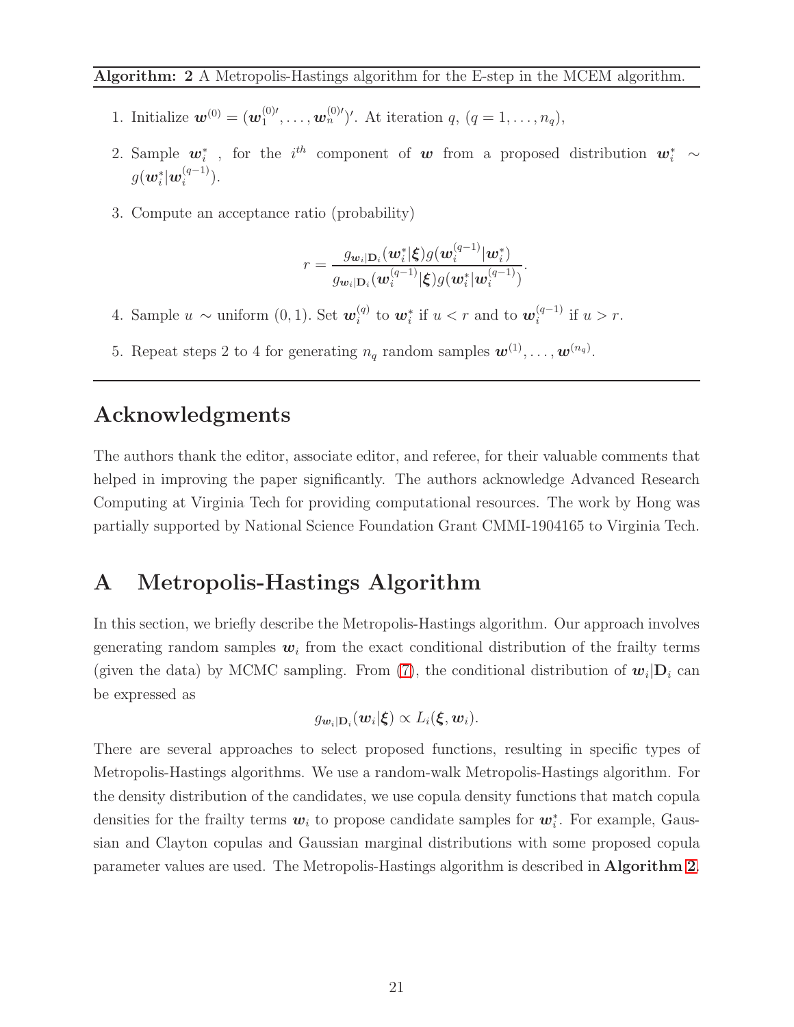**Algorithm: 2** A Metropolis-Hastings algorithm for the E-step in the MCEM algorithm.

1. Initialize $\boldsymbol{w}^{(0)} = (\boldsymbol{w}_1^{(0)\prime}, \ldots, \boldsymbol{w}_n^{(0)\prime})'$. At iteration $q$, $(q = 1, \ldots, n_q)$,
2. Sample $\boldsymbol{w}_i^*$ , for the $i^{th}$ component of $\boldsymbol{w}$ from a proposed distribution $\boldsymbol{w}_i^* \sim g(\boldsymbol{w}_i^* | \boldsymbol{w}_i^{(q-1)})$.
3. Compute an acceptance ratio (probability)
$$r = \frac{g_{\boldsymbol{w}_i|\mathbf{D}_i}(\boldsymbol{w}_i^*|\boldsymbol{\xi}) g(\boldsymbol{w}_i^{(q-1)}|\boldsymbol{w}_i^*)}{g_{\boldsymbol{w}_i|\mathbf{D}_i}(\boldsymbol{w}_i^{(q-1)}|\boldsymbol{\xi}) g(\boldsymbol{w}_i^*|\boldsymbol{w}_i^{(q-1)})}.$$
4. Sample $u \sim$ uniform $(0, 1)$. Set $\boldsymbol{w}_i^{(q)}$ to $\boldsymbol{w}_i^*$ if $u < r$ and to $\boldsymbol{w}_i^{(q-1)}$ if $u > r$.
5. Repeat steps 2 to 4 for generating $n_q$ random samples $\boldsymbol{w}^{(1)}, \ldots, \boldsymbol{w}^{(n_q)}$.

## Acknowledgments

The authors thank the editor, associate editor, and referee, for their valuable comments that helped in improving the paper significantly. The authors acknowledge Advanced Research Computing at Virginia Tech for providing computational resources. The work by Hong was partially supported by National Science Foundation Grant CMMI-1904165 to Virginia Tech.

## A Metropolis-Hastings Algorithm

In this section, we briefly describe the Metropolis-Hastings algorithm. Our approach involves generating random samples $\boldsymbol{w}_i$ from the exact conditional distribution of the frailty terms (given the data) by MCMC sampling. From (7), the conditional distribution of $\boldsymbol{w}_i|\mathbf{D}_i$ can be expressed as

$$g_{\boldsymbol{w}_i|\mathbf{D}_i}(\boldsymbol{w}_i|\boldsymbol{\xi}) \propto L_i(\boldsymbol{\xi}, \boldsymbol{w}_i).$$

There are several approaches to select proposed functions, resulting in specific types of Metropolis-Hastings algorithms. We use a random-walk Metropolis-Hastings algorithm. For the density distribution of the candidates, we use copula density functions that match copula densities for the frailty terms $\boldsymbol{w}_i$ to propose candidate samples for $\boldsymbol{w}_i^*$. For example, Gaussian and Clayton copulas and Gaussian marginal distributions with some proposed copula parameter values are used. The Metropolis-Hastings algorithm is described in **Algorithm 2**.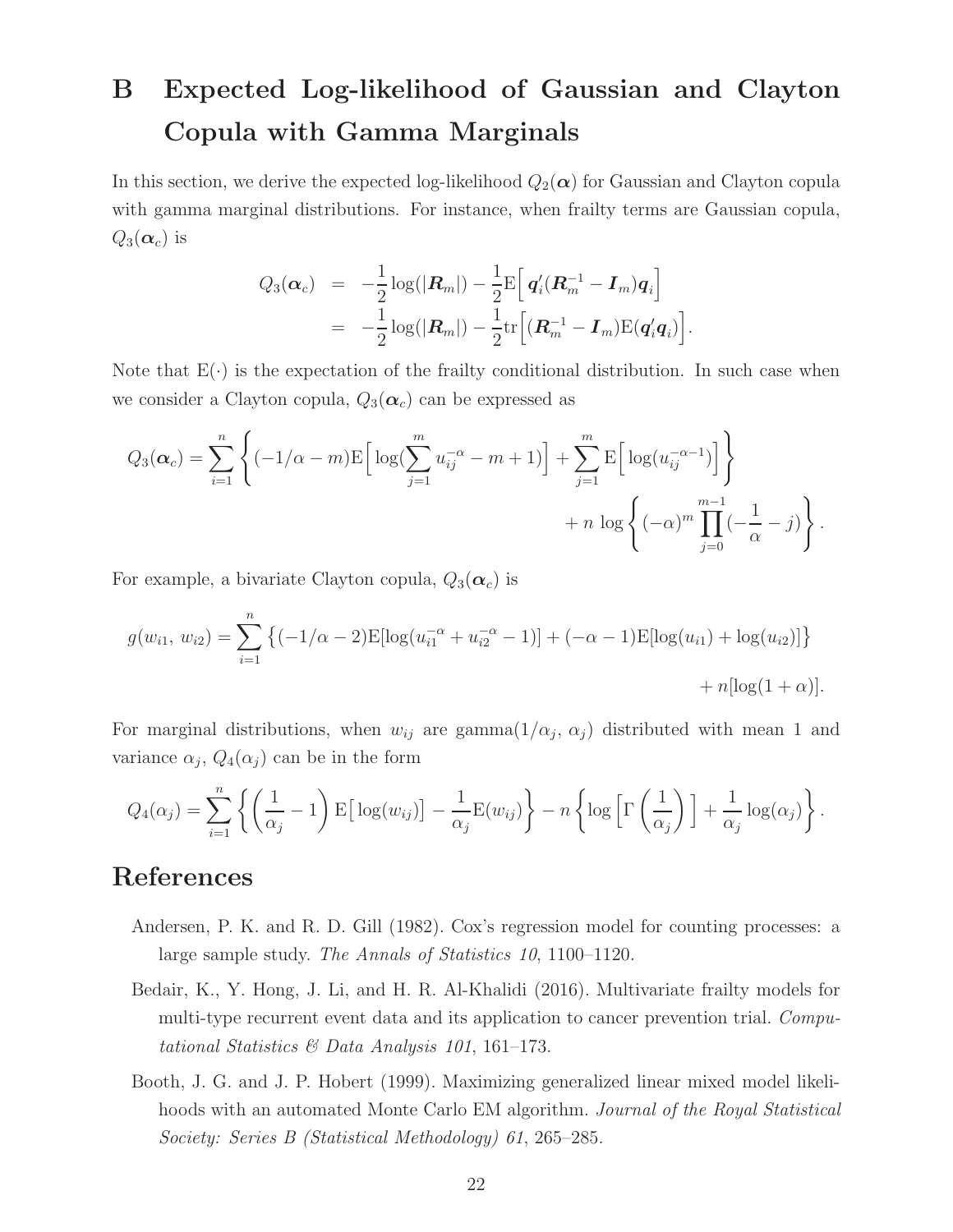# B Expected Log-likelihood of Gaussian and Clayton Copula with Gamma Marginals

In this section, we derive the expected log-likelihood $Q_2(\boldsymbol{\alpha})$ for Gaussian and Clayton copula with gamma marginal distributions. For instance, when frailty terms are Gaussian copula, $Q_3(\boldsymbol{\alpha}_c)$ is

$$
\begin{aligned}
Q_3(\boldsymbol{\alpha}_c) &= -\frac{1}{2}\log(|\boldsymbol{R}_m|) - \frac{1}{2}\mathrm{E}\Big[\,\boldsymbol{q}_i'(\boldsymbol{R}_m^{-1} - \boldsymbol{I}_m)\boldsymbol{q}_i\Big] \\
&= -\frac{1}{2}\log(|\boldsymbol{R}_m|) - \frac{1}{2}\mathrm{tr}\Big[(\boldsymbol{R}_m^{-1} - \boldsymbol{I}_m)\mathrm{E}(\boldsymbol{q}_i'\boldsymbol{q}_i)\Big].
\end{aligned}
$$

Note that $\mathrm{E}(\cdot)$ is the expectation of the frailty conditional distribution. In such case when we consider a Clayton copula, $Q_3(\boldsymbol{\alpha}_c)$ can be expressed as

$$
\begin{aligned}
Q_3(\boldsymbol{\alpha}_c) = \sum_{i=1}^{n}\left\{(-1/\alpha - m)\mathrm{E}\Big[\log(\sum_{j=1}^{m} u_{ij}^{-\alpha} - m + 1)\Big] + \sum_{j=1}^{m}\mathrm{E}\Big[\log(u_{ij}^{-\alpha-1})\Big]\right\} \\
+\, n\,\log\left\{(-\alpha)^m \prod_{j=0}^{m-1}(-\frac{1}{\alpha} - j)\right\}.
\end{aligned}
$$

For example, a bivariate Clayton copula, $Q_3(\boldsymbol{\alpha}_c)$ is

$$
\begin{aligned}
g(w_{i1},\, w_{i2}) = \sum_{i=1}^{n}\left\{(-1/\alpha - 2)\mathrm{E}[\log(u_{i1}^{-\alpha} + u_{i2}^{-\alpha} - 1)] + (-\alpha - 1)\mathrm{E}[\log(u_{i1}) + \log(u_{i2})]\right\} \\
+\, n[\log(1+\alpha)].
\end{aligned}
$$

For marginal distributions, when $w_{ij}$ are gamma$(1/\alpha_j,\, \alpha_j)$ distributed with mean 1 and variance $\alpha_j$, $Q_4(\alpha_j)$ can be in the form

$$
Q_4(\alpha_j) = \sum_{i=1}^{n}\left\{\left(\frac{1}{\alpha_j} - 1\right)\mathrm{E}\big[\log(w_{ij})\big] - \frac{1}{\alpha_j}\mathrm{E}(w_{ij})\right\} - n\left\{\log\left[\Gamma\left(\frac{1}{\alpha_j}\right)\right] + \frac{1}{\alpha_j}\log(\alpha_j)\right\}.
$$

# References

Andersen, P. K. and R. D. Gill (1982). Cox's regression model for counting processes: a large sample study. *The Annals of Statistics 10*, 1100–1120.

Bedair, K., Y. Hong, J. Li, and H. R. Al-Khalidi (2016). Multivariate frailty models for multi-type recurrent event data and its application to cancer prevention trial. *Computational Statistics & Data Analysis 101*, 161–173.

Booth, J. G. and J. P. Hobert (1999). Maximizing generalized linear mixed model likelihoods with an automated Monte Carlo EM algorithm. *Journal of the Royal Statistical Society: Series B (Statistical Methodology) 61*, 265–285.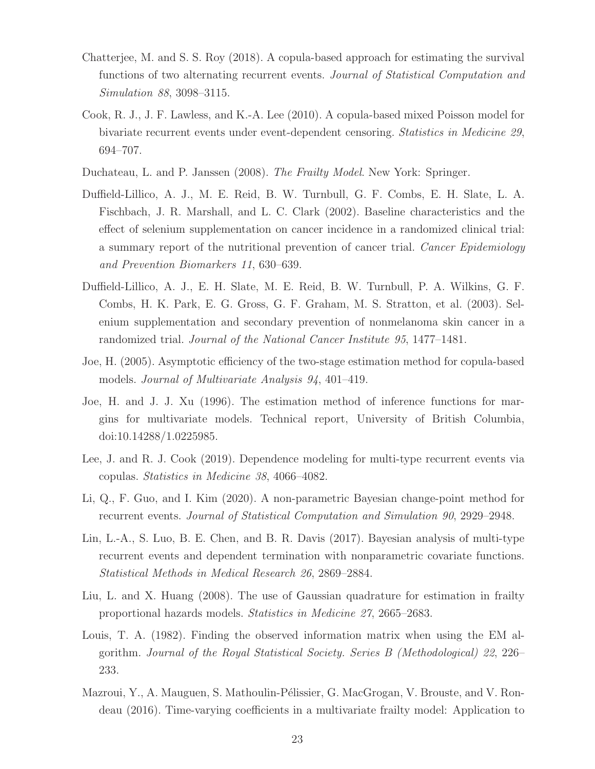Chatterjee, M. and S. S. Roy (2018). A copula-based approach for estimating the survival functions of two alternating recurrent events. *Journal of Statistical Computation and Simulation 88*, 3098–3115.

Cook, R. J., J. F. Lawless, and K.-A. Lee (2010). A copula-based mixed Poisson model for bivariate recurrent events under event-dependent censoring. *Statistics in Medicine 29*, 694–707.

Duchateau, L. and P. Janssen (2008). *The Frailty Model*. New York: Springer.

Duffield-Lillico, A. J., M. E. Reid, B. W. Turnbull, G. F. Combs, E. H. Slate, L. A. Fischbach, J. R. Marshall, and L. C. Clark (2002). Baseline characteristics and the effect of selenium supplementation on cancer incidence in a randomized clinical trial: a summary report of the nutritional prevention of cancer trial. *Cancer Epidemiology and Prevention Biomarkers 11*, 630–639.

Duffield-Lillico, A. J., E. H. Slate, M. E. Reid, B. W. Turnbull, P. A. Wilkins, G. F. Combs, H. K. Park, E. G. Gross, G. F. Graham, M. S. Stratton, et al. (2003). Selenium supplementation and secondary prevention of nonmelanoma skin cancer in a randomized trial. *Journal of the National Cancer Institute 95*, 1477–1481.

Joe, H. (2005). Asymptotic efficiency of the two-stage estimation method for copula-based models. *Journal of Multivariate Analysis 94*, 401–419.

Joe, H. and J. J. Xu (1996). The estimation method of inference functions for margins for multivariate models. Technical report, University of British Columbia, doi:10.14288/1.0225985.

Lee, J. and R. J. Cook (2019). Dependence modeling for multi-type recurrent events via copulas. *Statistics in Medicine 38*, 4066–4082.

Li, Q., F. Guo, and I. Kim (2020). A non-parametric Bayesian change-point method for recurrent events. *Journal of Statistical Computation and Simulation 90*, 2929–2948.

Lin, L.-A., S. Luo, B. E. Chen, and B. R. Davis (2017). Bayesian analysis of multi-type recurrent events and dependent termination with nonparametric covariate functions. *Statistical Methods in Medical Research 26*, 2869–2884.

Liu, L. and X. Huang (2008). The use of Gaussian quadrature for estimation in frailty proportional hazards models. *Statistics in Medicine 27*, 2665–2683.

Louis, T. A. (1982). Finding the observed information matrix when using the EM algorithm. *Journal of the Royal Statistical Society. Series B (Methodological) 22*, 226–233.

Mazroui, Y., A. Mauguen, S. Mathoulin-Pélissier, G. MacGrogan, V. Brouste, and V. Rondeau (2016). Time-varying coefficients in a multivariate frailty model: Application to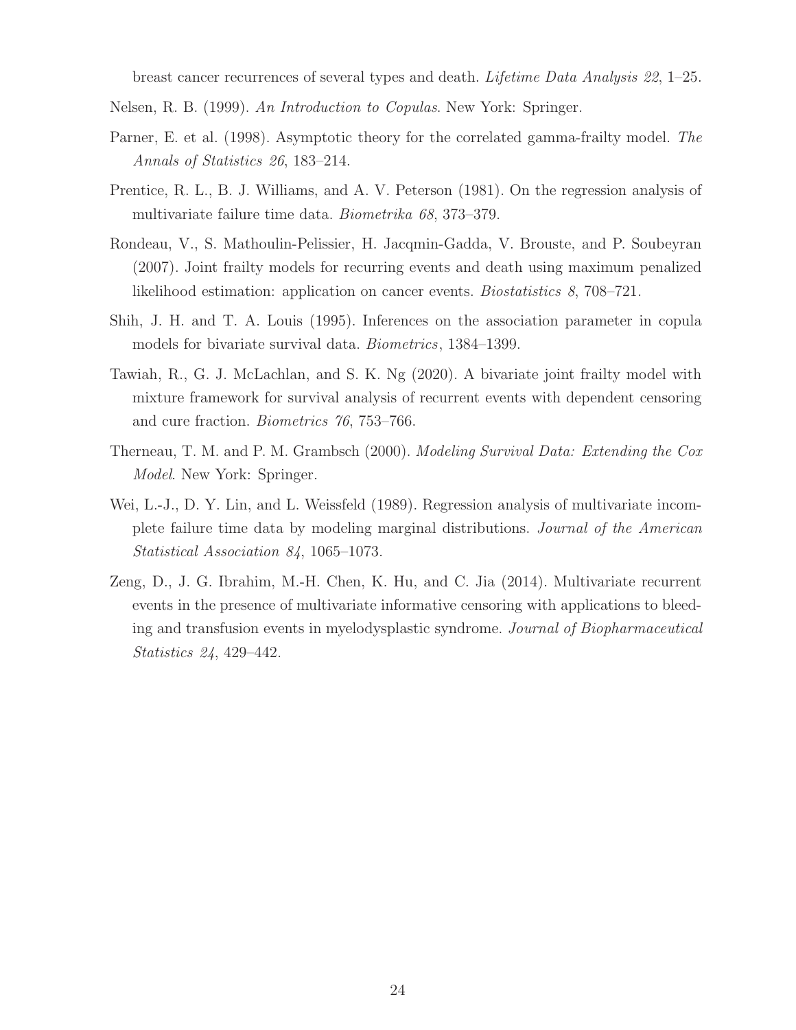breast cancer recurrences of several types and death. *Lifetime Data Analysis 22*, 1–25.

Nelsen, R. B. (1999). *An Introduction to Copulas*. New York: Springer.

Parner, E. et al. (1998). Asymptotic theory for the correlated gamma-frailty model. *The Annals of Statistics 26*, 183–214.

Prentice, R. L., B. J. Williams, and A. V. Peterson (1981). On the regression analysis of multivariate failure time data. *Biometrika 68*, 373–379.

Rondeau, V., S. Mathoulin-Pelissier, H. Jacqmin-Gadda, V. Brouste, and P. Soubeyran (2007). Joint frailty models for recurring events and death using maximum penalized likelihood estimation: application on cancer events. *Biostatistics 8*, 708–721.

Shih, J. H. and T. A. Louis (1995). Inferences on the association parameter in copula models for bivariate survival data. *Biometrics*, 1384–1399.

Tawiah, R., G. J. McLachlan, and S. K. Ng (2020). A bivariate joint frailty model with mixture framework for survival analysis of recurrent events with dependent censoring and cure fraction. *Biometrics 76*, 753–766.

Therneau, T. M. and P. M. Grambsch (2000). *Modeling Survival Data: Extending the Cox Model*. New York: Springer.

Wei, L.-J., D. Y. Lin, and L. Weissfeld (1989). Regression analysis of multivariate incomplete failure time data by modeling marginal distributions. *Journal of the American Statistical Association 84*, 1065–1073.

Zeng, D., J. G. Ibrahim, M.-H. Chen, K. Hu, and C. Jia (2014). Multivariate recurrent events in the presence of multivariate informative censoring with applications to bleeding and transfusion events in myelodysplastic syndrome. *Journal of Biopharmaceutical Statistics 24*, 429–442.